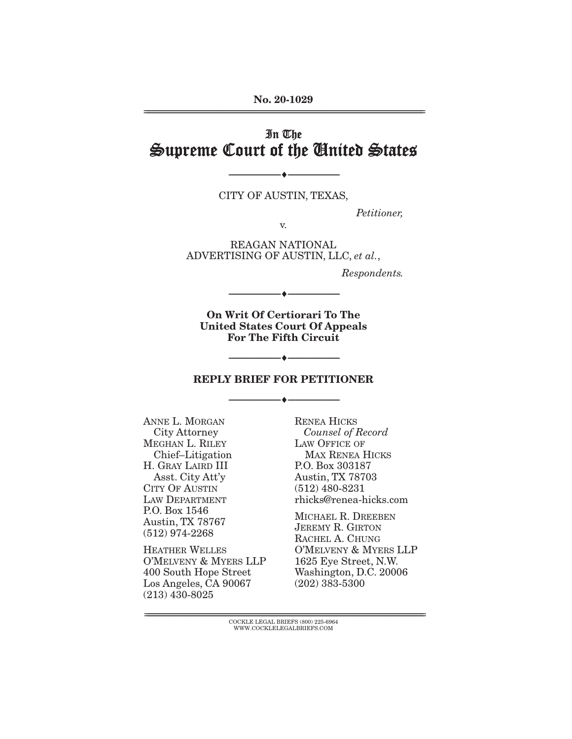**No. 20-1029**

---

# In The Supreme Court of the United States

---

CITY OF AUSTIN, TEXAS,

*Petitioner,*

v.

REAGAN NATIONAL ADVERTISING OF AUSTIN, LLC, *et al.*,

*Respondents.*

---

**On Writ Of Certiorari To The United States Court Of Appeals For The Fifth Circuit**

---

## REPLY BRIEF FOR PETITIONER

---

ANNE L. MORGAN
City Attorney
MEGHAN L. RILEY
Chief–Litigation
H. GRAY LAIRD III
Asst. City Att'y
CITY OF AUSTIN
LAW DEPARTMENT
P.O. Box 1546
Austin, TX 78767
(512) 974-2268

HEATHER WELLES
O'MELVENY & MYERS LLP
400 South Hope Street
Los Angeles, CA 90067
(213) 430-8025

RENEA HICKS
*Counsel of Record*
LAW OFFICE OF
MAX RENEA HICKS
P.O. Box 303187
Austin, TX 78703
(512) 480-8231
rhicks@renea-hicks.com

MICHAEL R. DREEBEN
JEREMY R. GIRTON
RACHEL A. CHUNG
O'MELVENY & MYERS LLP
1625 Eye Street, N.W.
Washington, D.C. 20006
(202) 383-5300

---

COCKLE LEGAL BRIEFS (800) 225-6964
WWW.COCKLELEGALBRIEFS.COM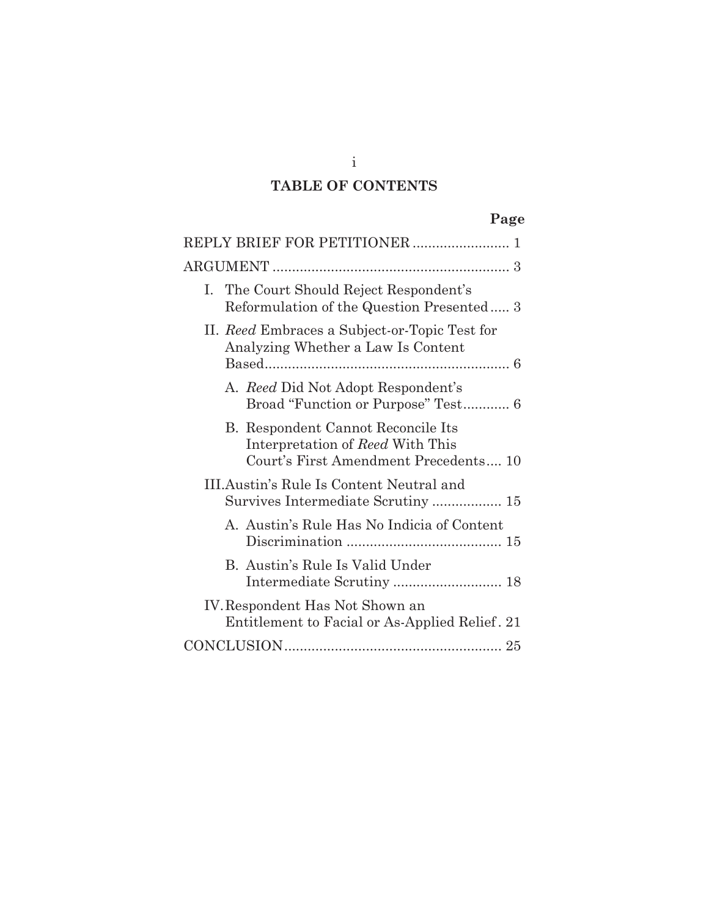# TABLE OF CONTENTS

| | Page |
|---|---|
| REPLY BRIEF FOR PETITIONER | 1 |
| ARGUMENT | 3 |
| I. The Court Should Reject Respondent's Reformulation of the Question Presented | 3 |
| II. *Reed* Embraces a Subject-or-Topic Test for Analyzing Whether a Law Is Content Based | 6 |
| A. *Reed* Did Not Adopt Respondent's Broad "Function or Purpose" Test | 6 |
| B. Respondent Cannot Reconcile Its Interpretation of *Reed* With This Court's First Amendment Precedents | 10 |
| III. Austin's Rule Is Content Neutral and Survives Intermediate Scrutiny | 15 |
| A. Austin's Rule Has No Indicia of Content Discrimination | 15 |
| B. Austin's Rule Is Valid Under Intermediate Scrutiny | 18 |
| IV. Respondent Has Not Shown an Entitlement to Facial or As-Applied Relief | 21 |
| CONCLUSION | 25 |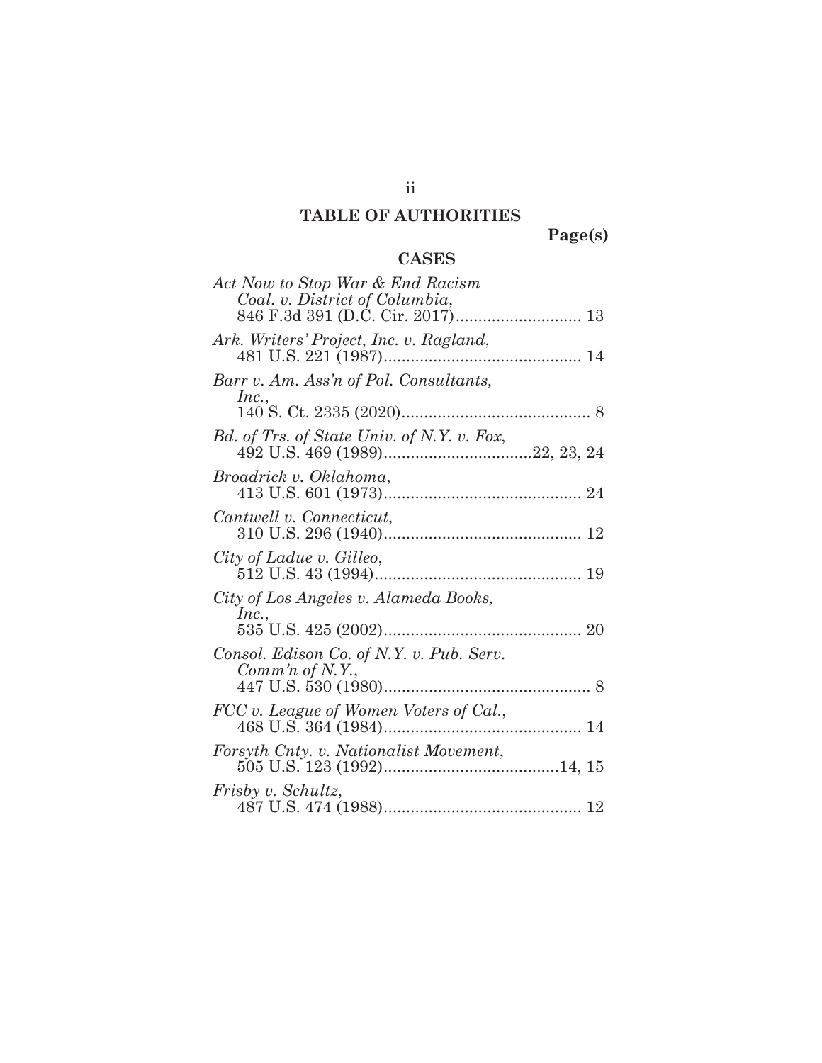## TABLE OF AUTHORITIES

**Page(s)**

### CASES

*Act Now to Stop War & End Racism Coal. v. District of Columbia*, 846 F.3d 391 (D.C. Cir. 2017)............................ 13

*Ark. Writers' Project, Inc. v. Ragland*, 481 U.S. 221 (1987)............................................ 14

*Barr v. Am. Ass'n of Pol. Consultants, Inc.*, 140 S. Ct. 2335 (2020).......................................... 8

*Bd. of Trs. of State Univ. of N.Y. v. Fox*, 492 U.S. 469 (1989).................................22, 23, 24

*Broadrick v. Oklahoma*, 413 U.S. 601 (1973)............................................ 24

*Cantwell v. Connecticut*, 310 U.S. 296 (1940)............................................ 12

*City of Ladue v. Gilleo*, 512 U.S. 43 (1994).............................................. 19

*City of Los Angeles v. Alameda Books, Inc.*, 535 U.S. 425 (2002)............................................ 20

*Consol. Edison Co. of N.Y. v. Pub. Serv. Comm'n of N.Y.*, 447 U.S. 530 (1980).............................................. 8

*FCC v. League of Women Voters of Cal.*, 468 U.S. 364 (1984)............................................ 14

*Forsyth Cnty. v. Nationalist Movement*, 505 U.S. 123 (1992).......................................14, 15

*Frisby v. Schultz*, 487 U.S. 474 (1988)............................................ 12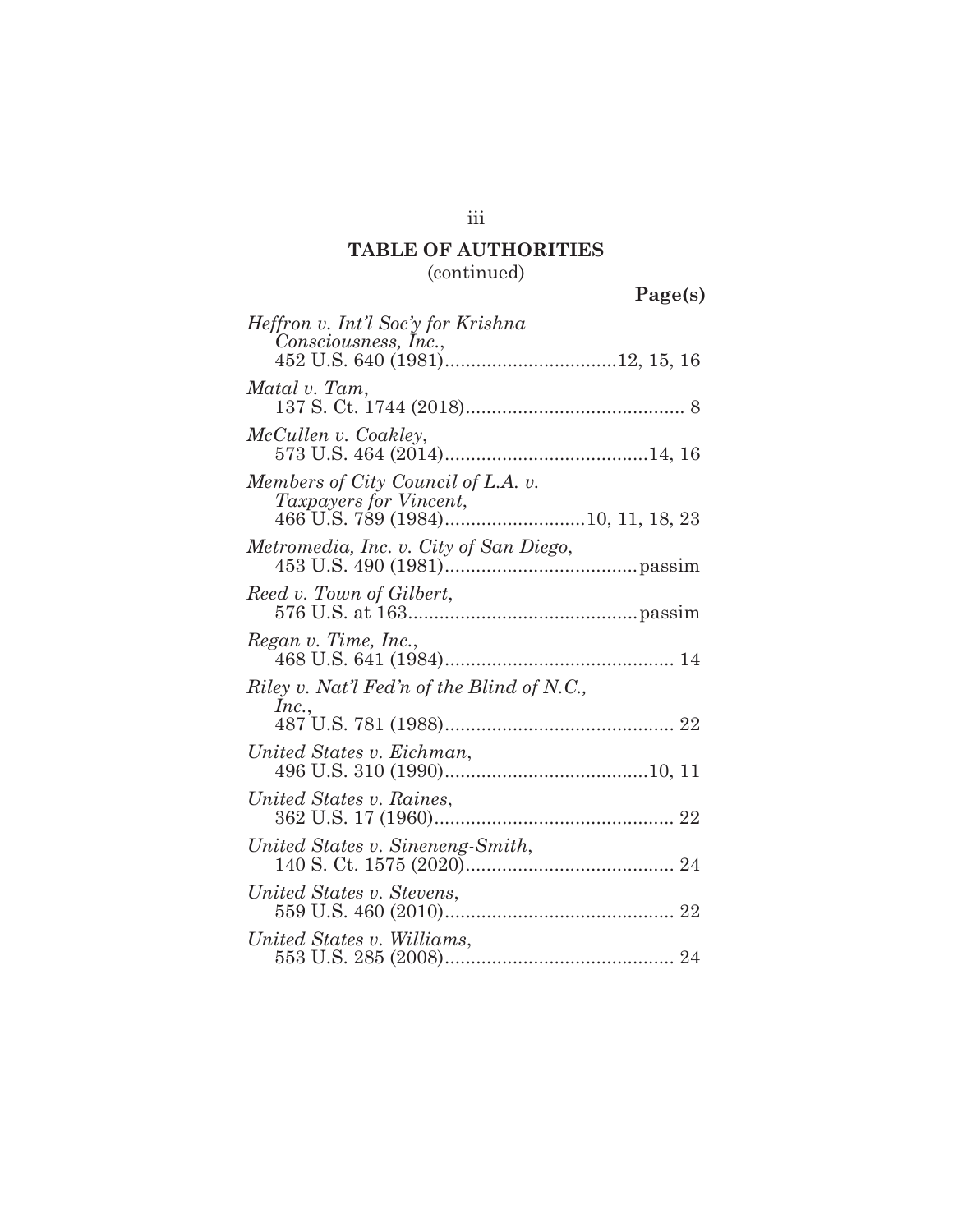## TABLE OF AUTHORITIES
(continued)

**Page(s)**

*Heffron v. Int'l Soc'y for Krishna Consciousness, Inc.*,
452 U.S. 640 (1981)................................12, 15, 16

*Matal v. Tam*,
137 S. Ct. 1744 (2018).......................................... 8

*McCullen v. Coakley*,
573 U.S. 464 (2014).......................................14, 16

*Members of City Council of L.A. v. Taxpayers for Vincent*,
466 U.S. 789 (1984)..........................10, 11, 18, 23

*Metromedia, Inc. v. City of San Diego*,
453 U.S. 490 (1981).....................................passim

*Reed v. Town of Gilbert*,
576 U.S. at 163............................................passim

*Regan v. Time, Inc.*,
468 U.S. 641 (1984)............................................ 14

*Riley v. Nat'l Fed'n of the Blind of N.C., Inc.*,
487 U.S. 781 (1988)............................................ 22

*United States v. Eichman*,
496 U.S. 310 (1990).......................................10, 11

*United States v. Raines*,
362 U.S. 17 (1960).............................................. 22

*United States v. Sineneng-Smith*,
140 S. Ct. 1575 (2020)........................................ 24

*United States v. Stevens*,
559 U.S. 460 (2010)............................................ 22

*United States v. Williams*,
553 U.S. 285 (2008)............................................ 24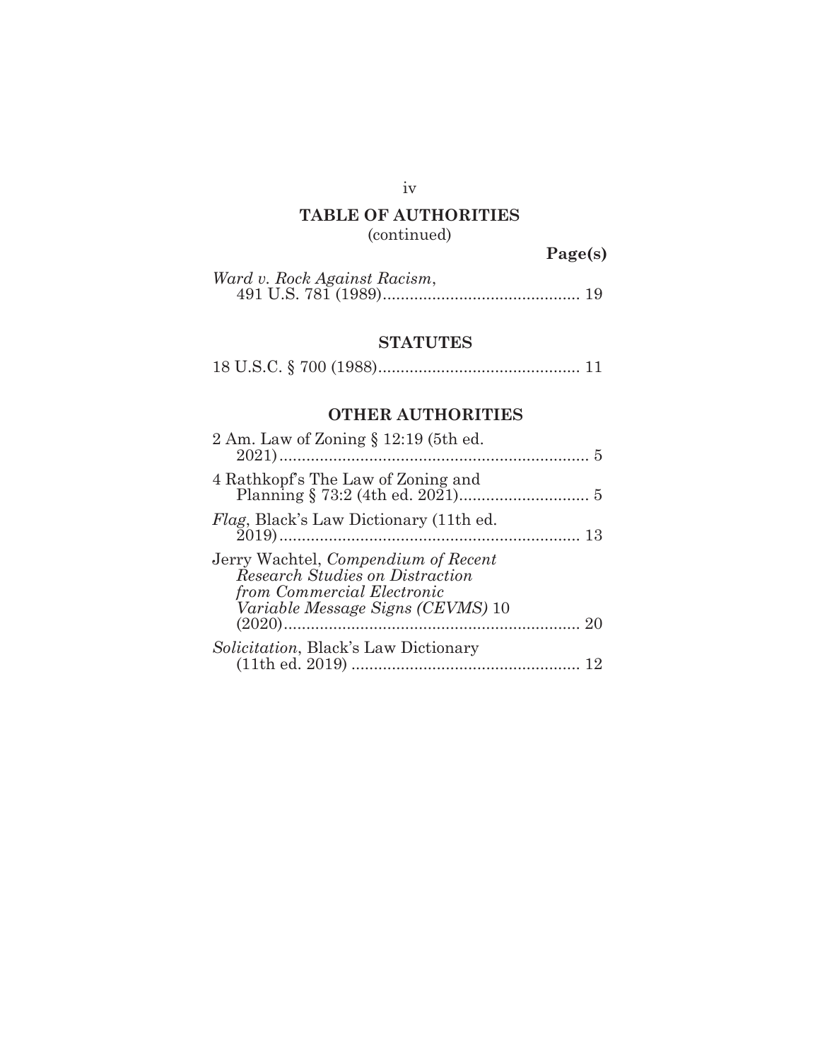## TABLE OF AUTHORITIES
(continued)

**Page(s)**

*Ward v. Rock Against Racism*,
491 U.S. 781 (1989)............................................ 19

### STATUTES

18 U.S.C. § 700 (1988)............................................ 11

### OTHER AUTHORITIES

2 Am. Law of Zoning § 12:19 (5th ed.
2021).................................................................... 5

4 Rathkopf's The Law of Zoning and
Planning § 73:2 (4th ed. 2021)............................. 5

*Flag*, Black's Law Dictionary (11th ed.
2019).................................................................. 13

Jerry Wachtel, *Compendium of Recent Research Studies on Distraction from Commercial Electronic Variable Message Signs (CEVMS)* 10
(2020)................................................................. 20

*Solicitation*, Black's Law Dictionary
(11th ed. 2019) .................................................. 12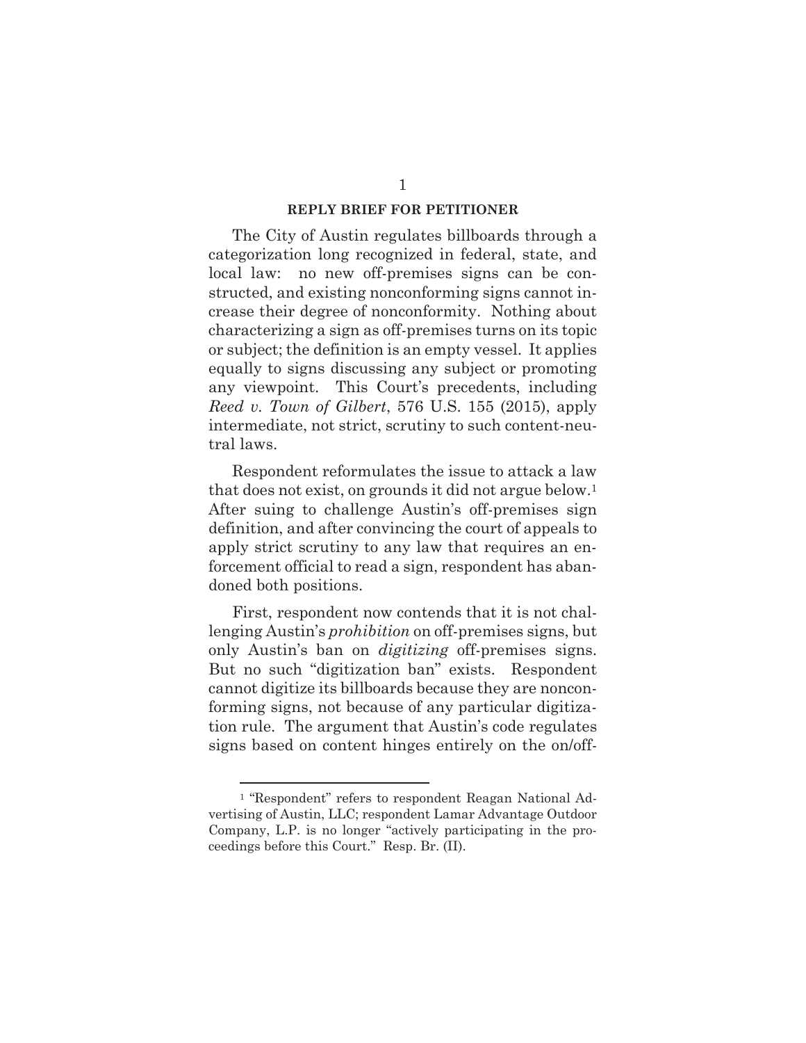## REPLY BRIEF FOR PETITIONER

The City of Austin regulates billboards through a categorization long recognized in federal, state, and local law: no new off-premises signs can be constructed, and existing nonconforming signs cannot increase their degree of nonconformity. Nothing about characterizing a sign as off-premises turns on its topic or subject; the definition is an empty vessel. It applies equally to signs discussing any subject or promoting any viewpoint. This Court's precedents, including *Reed v. Town of Gilbert*, 576 U.S. 155 (2015), apply intermediate, not strict, scrutiny to such content-neutral laws.

Respondent reformulates the issue to attack a law that does not exist, on grounds it did not argue below.[1] After suing to challenge Austin's off-premises sign definition, and after convincing the court of appeals to apply strict scrutiny to any law that requires an enforcement official to read a sign, respondent has abandoned both positions.

First, respondent now contends that it is not challenging Austin's *prohibition* on off-premises signs, but only Austin's ban on *digitizing* off-premises signs. But no such "digitization ban" exists. Respondent cannot digitize its billboards because they are nonconforming signs, not because of any particular digitization rule. The argument that Austin's code regulates signs based on content hinges entirely on the on/off-

[1] "Respondent" refers to respondent Reagan National Advertising of Austin, LLC; respondent Lamar Advantage Outdoor Company, L.P. is no longer "actively participating in the proceedings before this Court." Resp. Br. (II).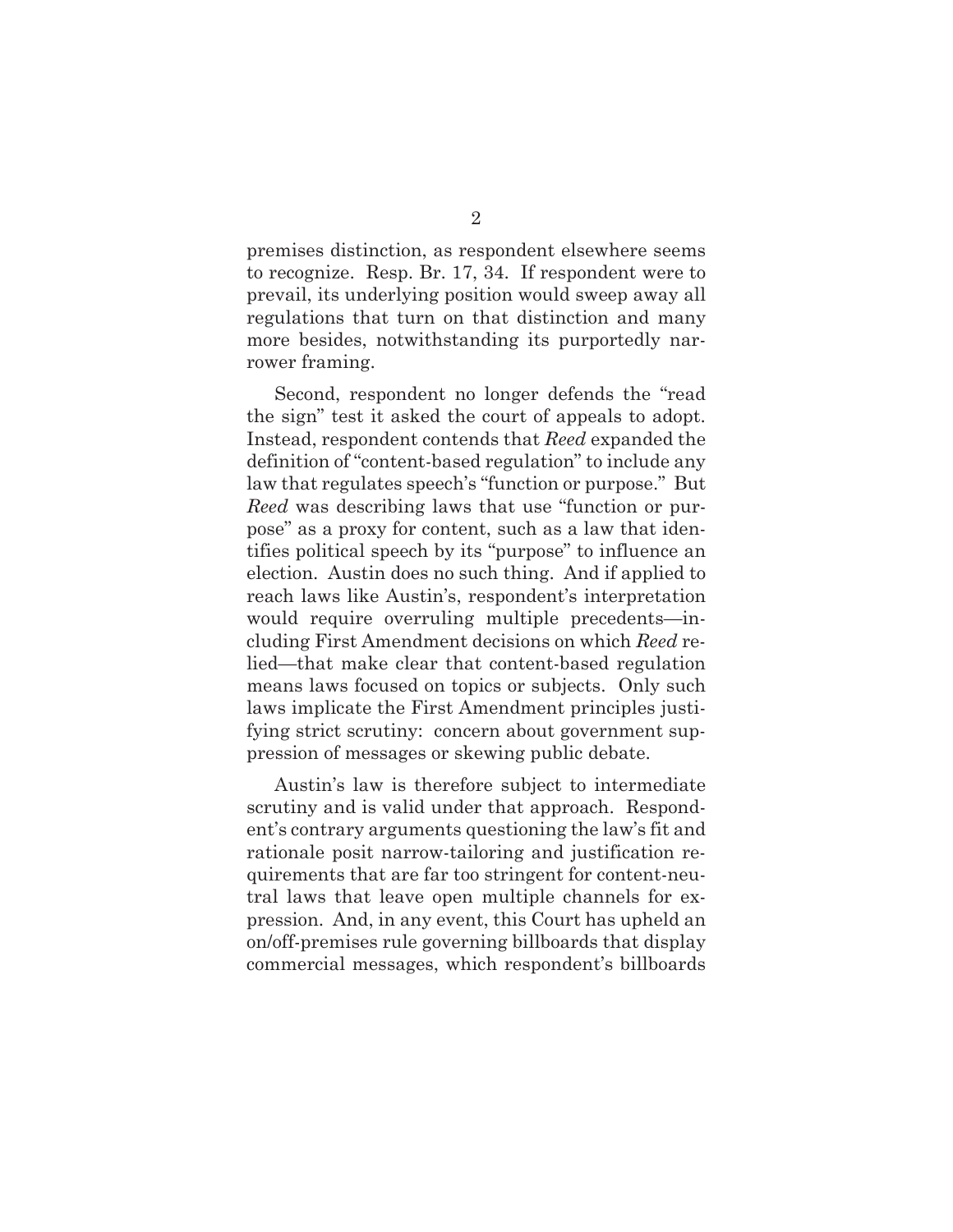premises distinction, as respondent elsewhere seems to recognize. Resp. Br. 17, 34. If respondent were to prevail, its underlying position would sweep away all regulations that turn on that distinction and many more besides, notwithstanding its purportedly narrower framing.

Second, respondent no longer defends the "read the sign" test it asked the court of appeals to adopt. Instead, respondent contends that *Reed* expanded the definition of "content-based regulation" to include any law that regulates speech's "function or purpose." But *Reed* was describing laws that use "function or purpose" as a proxy for content, such as a law that identifies political speech by its "purpose" to influence an election. Austin does no such thing. And if applied to reach laws like Austin's, respondent's interpretation would require overruling multiple precedents—including First Amendment decisions on which *Reed* relied—that make clear that content-based regulation means laws focused on topics or subjects. Only such laws implicate the First Amendment principles justifying strict scrutiny: concern about government suppression of messages or skewing public debate.

Austin's law is therefore subject to intermediate scrutiny and is valid under that approach. Respondent's contrary arguments questioning the law's fit and rationale posit narrow-tailoring and justification requirements that are far too stringent for content-neutral laws that leave open multiple channels for expression. And, in any event, this Court has upheld an on/off-premises rule governing billboards that display commercial messages, which respondent's billboards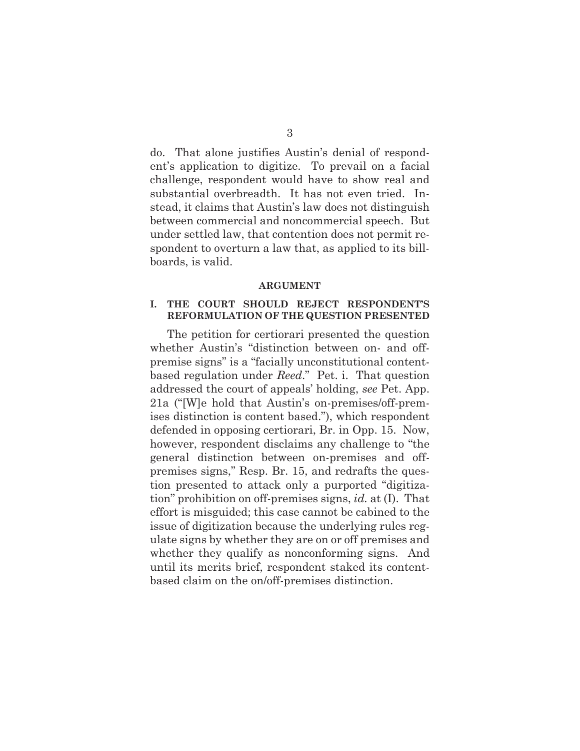do. That alone justifies Austin's denial of respondent's application to digitize. To prevail on a facial challenge, respondent would have to show real and substantial overbreadth. It has not even tried. Instead, it claims that Austin's law does not distinguish between commercial and noncommercial speech. But under settled law, that contention does not permit respondent to overturn a law that, as applied to its billboards, is valid.

## ARGUMENT

### I. THE COURT SHOULD REJECT RESPONDENT'S REFORMULATION OF THE QUESTION PRESENTED

The petition for certiorari presented the question whether Austin's "distinction between on- and off-premise signs" is a "facially unconstitutional content-based regulation under *Reed*." Pet. i. That question addressed the court of appeals' holding, *see* Pet. App. 21a ("[W]e hold that Austin's on-premises/off-premises distinction is content based."), which respondent defended in opposing certiorari, Br. in Opp. 15. Now, however, respondent disclaims any challenge to "the general distinction between on-premises and off-premises signs," Resp. Br. 15, and redrafts the question presented to attack only a purported "digitization" prohibition on off-premises signs, *id.* at (I). That effort is misguided; this case cannot be cabined to the issue of digitization because the underlying rules regulate signs by whether they are on or off premises and whether they qualify as nonconforming signs. And until its merits brief, respondent staked its content-based claim on the on/off-premises distinction.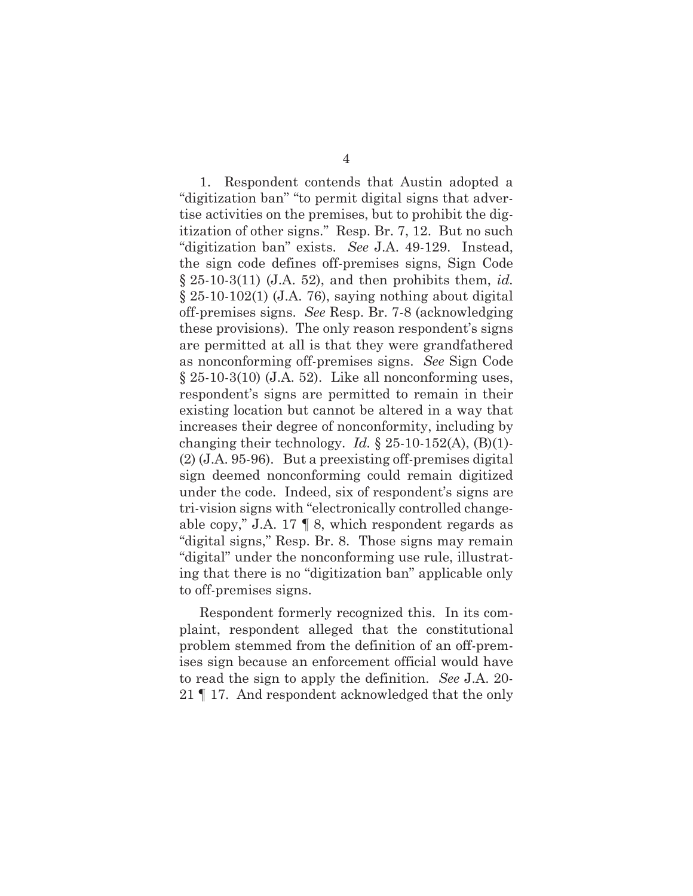1. Respondent contends that Austin adopted a "digitization ban" "to permit digital signs that advertise activities on the premises, but to prohibit the digitization of other signs." Resp. Br. 7, 12. But no such "digitization ban" exists. *See* J.A. 49-129. Instead, the sign code defines off-premises signs, Sign Code § 25-10-3(11) (J.A. 52), and then prohibits them, *id.* § 25-10-102(1) (J.A. 76), saying nothing about digital off-premises signs. *See* Resp. Br. 7-8 (acknowledging these provisions). The only reason respondent's signs are permitted at all is that they were grandfathered as nonconforming off-premises signs. *See* Sign Code § 25-10-3(10) (J.A. 52). Like all nonconforming uses, respondent's signs are permitted to remain in their existing location but cannot be altered in a way that increases their degree of nonconformity, including by changing their technology. *Id.* § 25-10-152(A), (B)(1)-(2) (J.A. 95-96). But a preexisting off-premises digital sign deemed nonconforming could remain digitized under the code. Indeed, six of respondent's signs are tri-vision signs with "electronically controlled changeable copy," J.A. 17 ¶ 8, which respondent regards as "digital signs," Resp. Br. 8. Those signs may remain "digital" under the nonconforming use rule, illustrating that there is no "digitization ban" applicable only to off-premises signs.

Respondent formerly recognized this. In its complaint, respondent alleged that the constitutional problem stemmed from the definition of an off-premises sign because an enforcement official would have to read the sign to apply the definition. *See* J.A. 20-21 ¶ 17. And respondent acknowledged that the only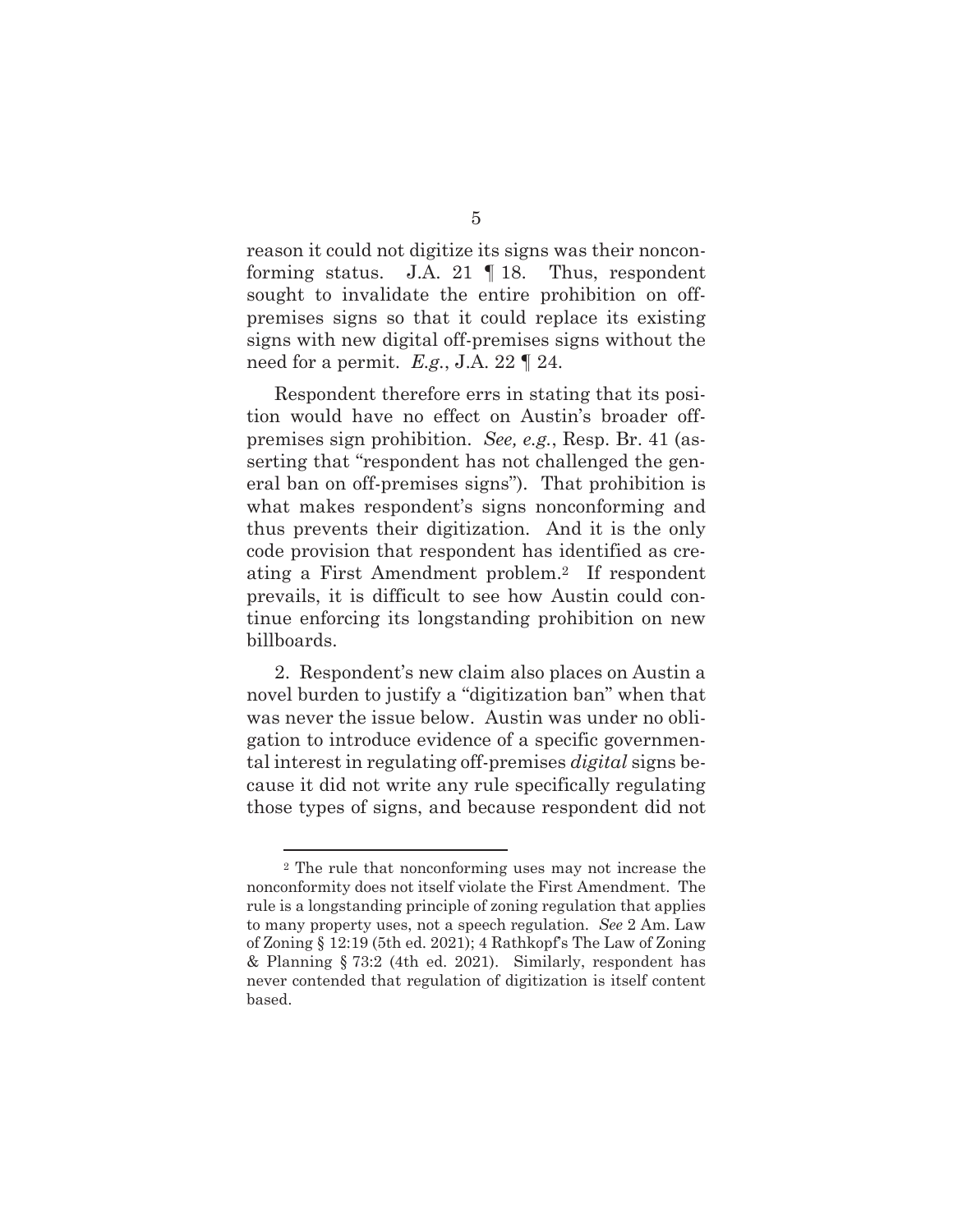reason it could not digitize its signs was their nonconforming status. J.A. 21 ¶ 18. Thus, respondent sought to invalidate the entire prohibition on off-premises signs so that it could replace its existing signs with new digital off-premises signs without the need for a permit. *E.g.*, J.A. 22 ¶ 24.

Respondent therefore errs in stating that its position would have no effect on Austin's broader off-premises sign prohibition. *See, e.g.*, Resp. Br. 41 (asserting that "respondent has not challenged the general ban on off-premises signs"). That prohibition is what makes respondent's signs nonconforming and thus prevents their digitization. And it is the only code provision that respondent has identified as creating a First Amendment problem.[2] If respondent prevails, it is difficult to see how Austin could continue enforcing its longstanding prohibition on new billboards.

2. Respondent's new claim also places on Austin a novel burden to justify a "digitization ban" when that was never the issue below. Austin was under no obligation to introduce evidence of a specific governmental interest in regulating off-premises *digital* signs because it did not write any rule specifically regulating those types of signs, and because respondent did not

---

[2] The rule that nonconforming uses may not increase the nonconformity does not itself violate the First Amendment. The rule is a longstanding principle of zoning regulation that applies to many property uses, not a speech regulation. *See* 2 Am. Law of Zoning § 12:19 (5th ed. 2021); 4 Rathkopf's The Law of Zoning & Planning § 73:2 (4th ed. 2021). Similarly, respondent has never contended that regulation of digitization is itself content based.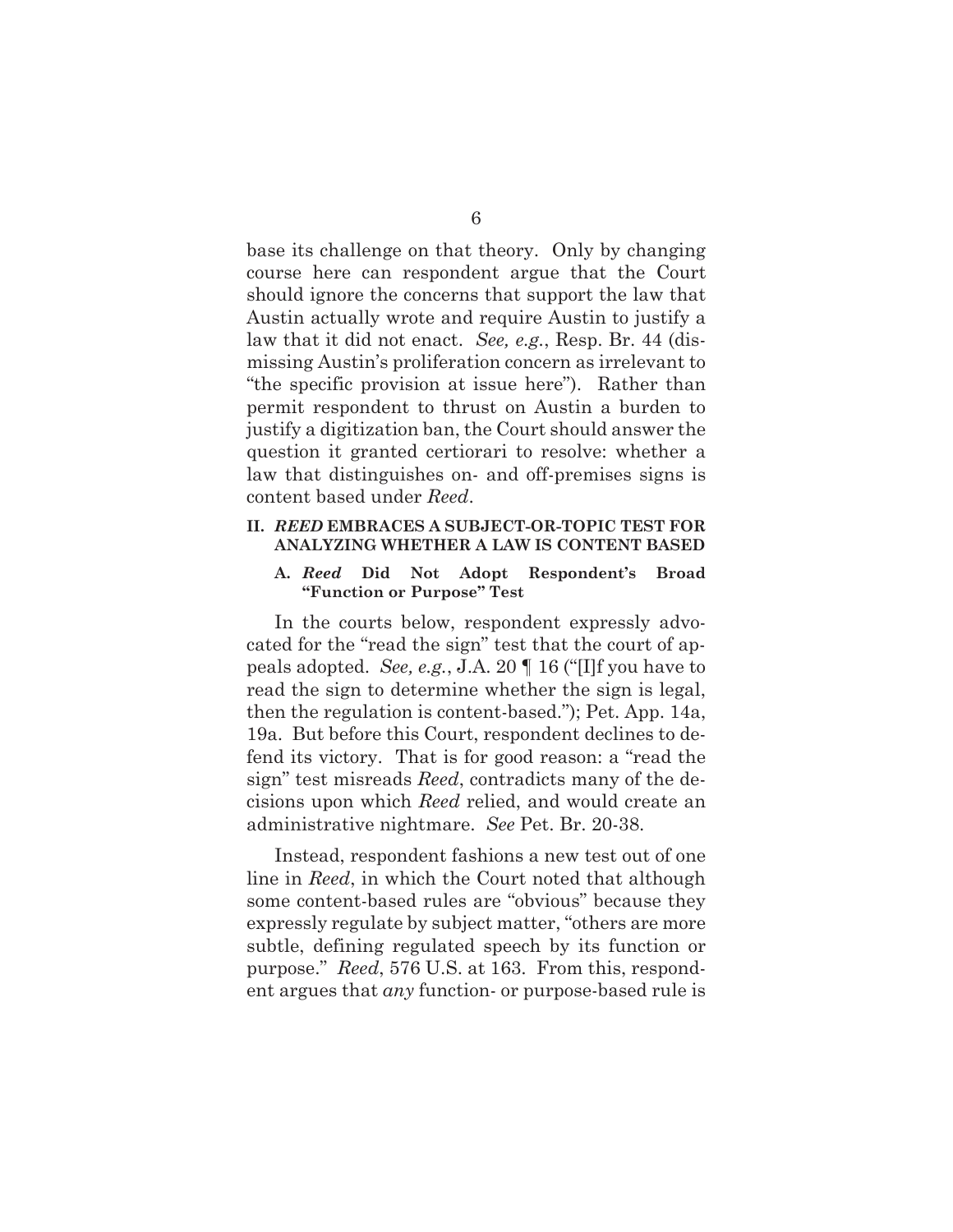base its challenge on that theory. Only by changing course here can respondent argue that the Court should ignore the concerns that support the law that Austin actually wrote and require Austin to justify a law that it did not enact. *See, e.g.*, Resp. Br. 44 (dismissing Austin's proliferation concern as irrelevant to "the specific provision at issue here"). Rather than permit respondent to thrust on Austin a burden to justify a digitization ban, the Court should answer the question it granted certiorari to resolve: whether a law that distinguishes on- and off-premises signs is content based under *Reed*.

## II. *REED* EMBRACES A SUBJECT-OR-TOPIC TEST FOR ANALYZING WHETHER A LAW IS CONTENT BASED

### A. *Reed* Did Not Adopt Respondent's Broad "Function or Purpose" Test

In the courts below, respondent expressly advocated for the "read the sign" test that the court of appeals adopted. *See, e.g.*, J.A. 20 ¶ 16 ("[I]f you have to read the sign to determine whether the sign is legal, then the regulation is content-based."); Pet. App. 14a, 19a. But before this Court, respondent declines to defend its victory. That is for good reason: a "read the sign" test misreads *Reed*, contradicts many of the decisions upon which *Reed* relied, and would create an administrative nightmare. *See* Pet. Br. 20-38.

Instead, respondent fashions a new test out of one line in *Reed*, in which the Court noted that although some content-based rules are "obvious" because they expressly regulate by subject matter, "others are more subtle, defining regulated speech by its function or purpose." *Reed*, 576 U.S. at 163. From this, respondent argues that *any* function- or purpose-based rule is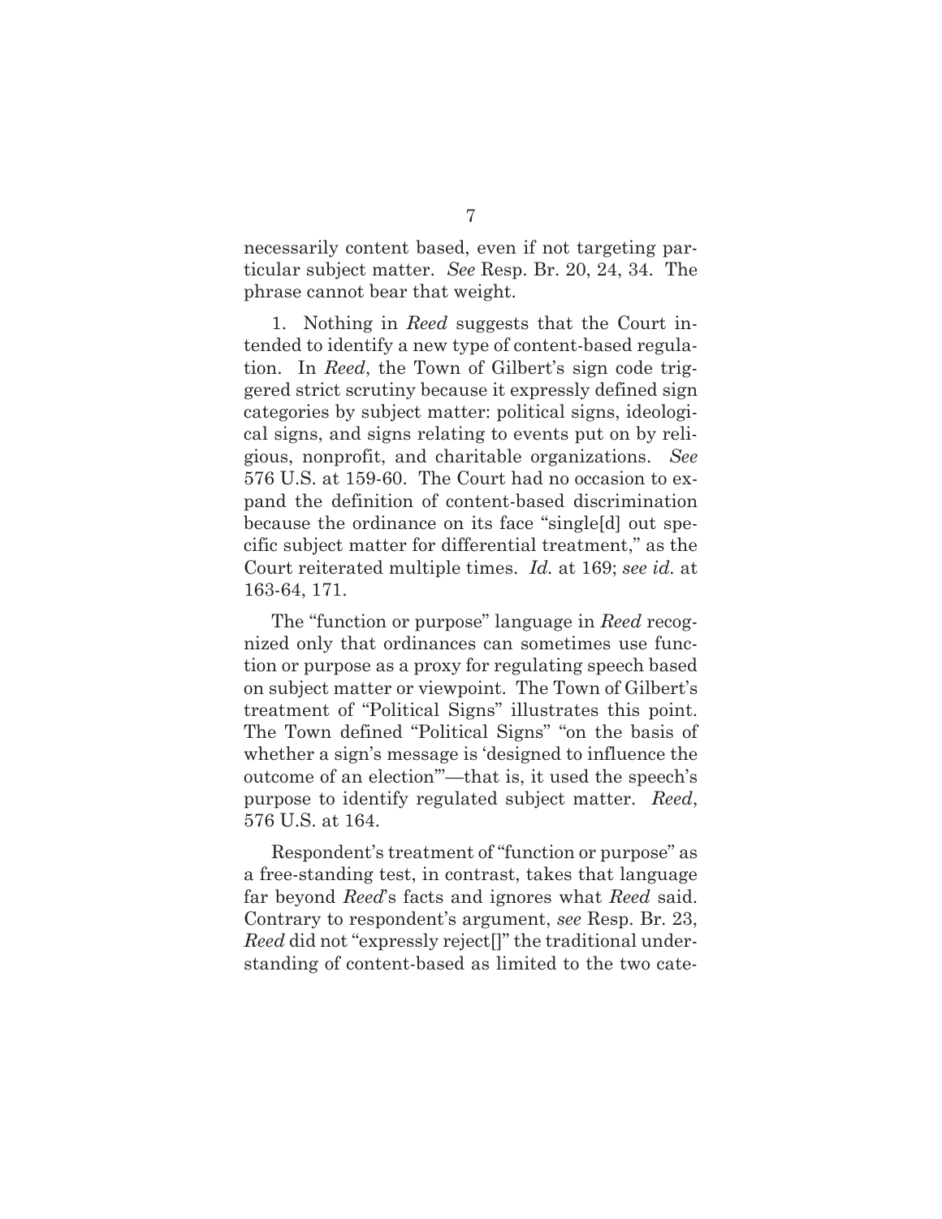necessarily content based, even if not targeting particular subject matter. *See* Resp. Br. 20, 24, 34. The phrase cannot bear that weight.

1. Nothing in *Reed* suggests that the Court intended to identify a new type of content-based regulation. In *Reed*, the Town of Gilbert's sign code triggered strict scrutiny because it expressly defined sign categories by subject matter: political signs, ideological signs, and signs relating to events put on by religious, nonprofit, and charitable organizations. *See* 576 U.S. at 159-60. The Court had no occasion to expand the definition of content-based discrimination because the ordinance on its face "single[d] out specific subject matter for differential treatment," as the Court reiterated multiple times. *Id.* at 169; *see id.* at 163-64, 171.

The "function or purpose" language in *Reed* recognized only that ordinances can sometimes use function or purpose as a proxy for regulating speech based on subject matter or viewpoint. The Town of Gilbert's treatment of "Political Signs" illustrates this point. The Town defined "Political Signs" "on the basis of whether a sign's message is 'designed to influence the outcome of an election'"—that is, it used the speech's purpose to identify regulated subject matter. *Reed*, 576 U.S. at 164.

Respondent's treatment of "function or purpose" as a free-standing test, in contrast, takes that language far beyond *Reed*'s facts and ignores what *Reed* said. Contrary to respondent's argument, *see* Resp. Br. 23, *Reed* did not "expressly reject[]" the traditional understanding of content-based as limited to the two cate-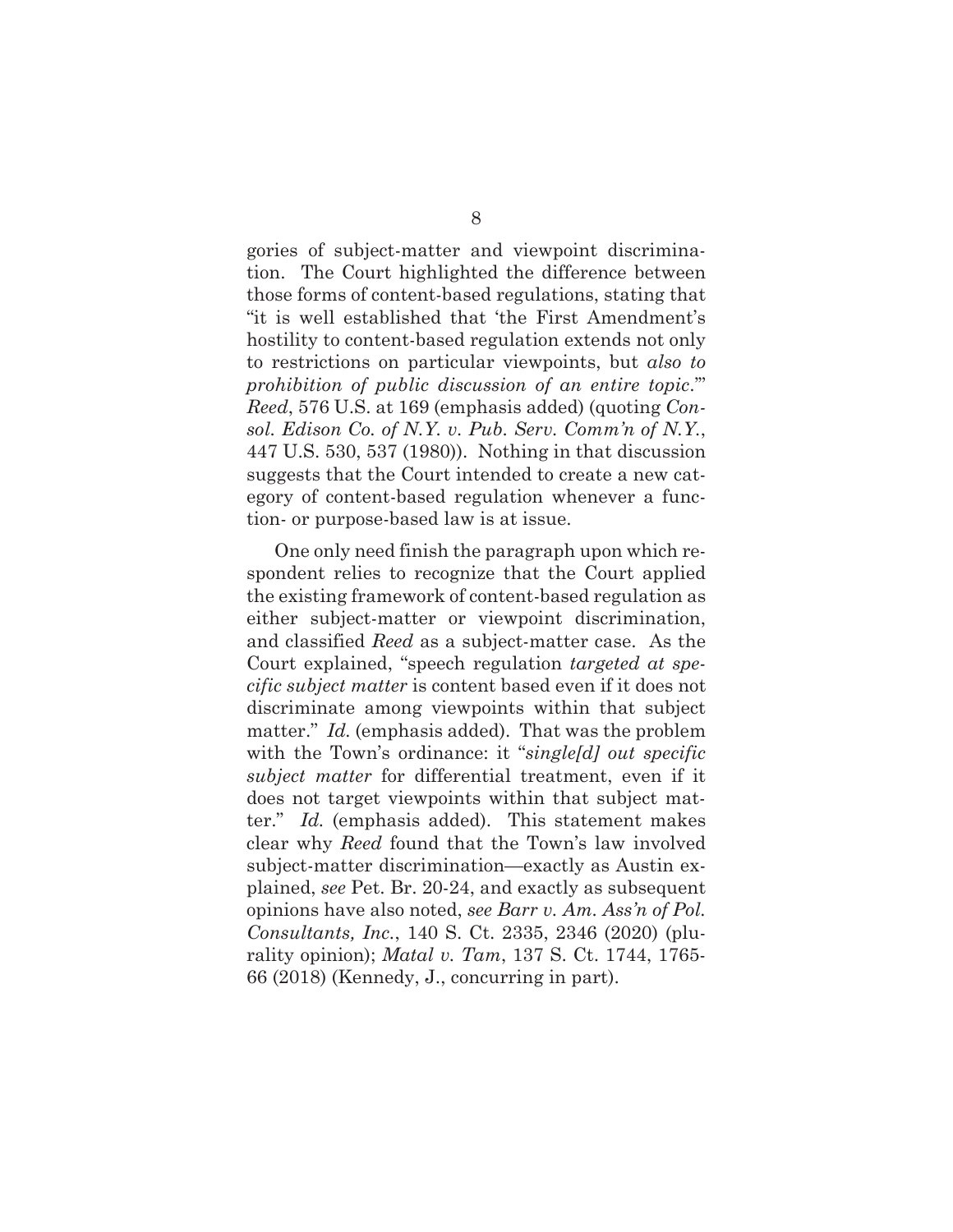gories of subject-matter and viewpoint discrimination. The Court highlighted the difference between those forms of content-based regulations, stating that "it is well established that 'the First Amendment's hostility to content-based regulation extends not only to restrictions on particular viewpoints, but *also to prohibition of public discussion of an entire topic*.'" *Reed*, 576 U.S. at 169 (emphasis added) (quoting *Consol. Edison Co. of N.Y. v. Pub. Serv. Comm'n of N.Y.*, 447 U.S. 530, 537 (1980)). Nothing in that discussion suggests that the Court intended to create a new category of content-based regulation whenever a function- or purpose-based law is at issue.

One only need finish the paragraph upon which respondent relies to recognize that the Court applied the existing framework of content-based regulation as either subject-matter or viewpoint discrimination, and classified *Reed* as a subject-matter case. As the Court explained, "speech regulation *targeted at specific subject matter* is content based even if it does not discriminate among viewpoints within that subject matter." *Id.* (emphasis added). That was the problem with the Town's ordinance: it "*single[d] out specific subject matter* for differential treatment, even if it does not target viewpoints within that subject matter." *Id.* (emphasis added). This statement makes clear why *Reed* found that the Town's law involved subject-matter discrimination—exactly as Austin explained, *see* Pet. Br. 20-24, and exactly as subsequent opinions have also noted, *see Barr v. Am. Ass'n of Pol. Consultants, Inc.*, 140 S. Ct. 2335, 2346 (2020) (plurality opinion); *Matal v. Tam*, 137 S. Ct. 1744, 1765-66 (2018) (Kennedy, J., concurring in part).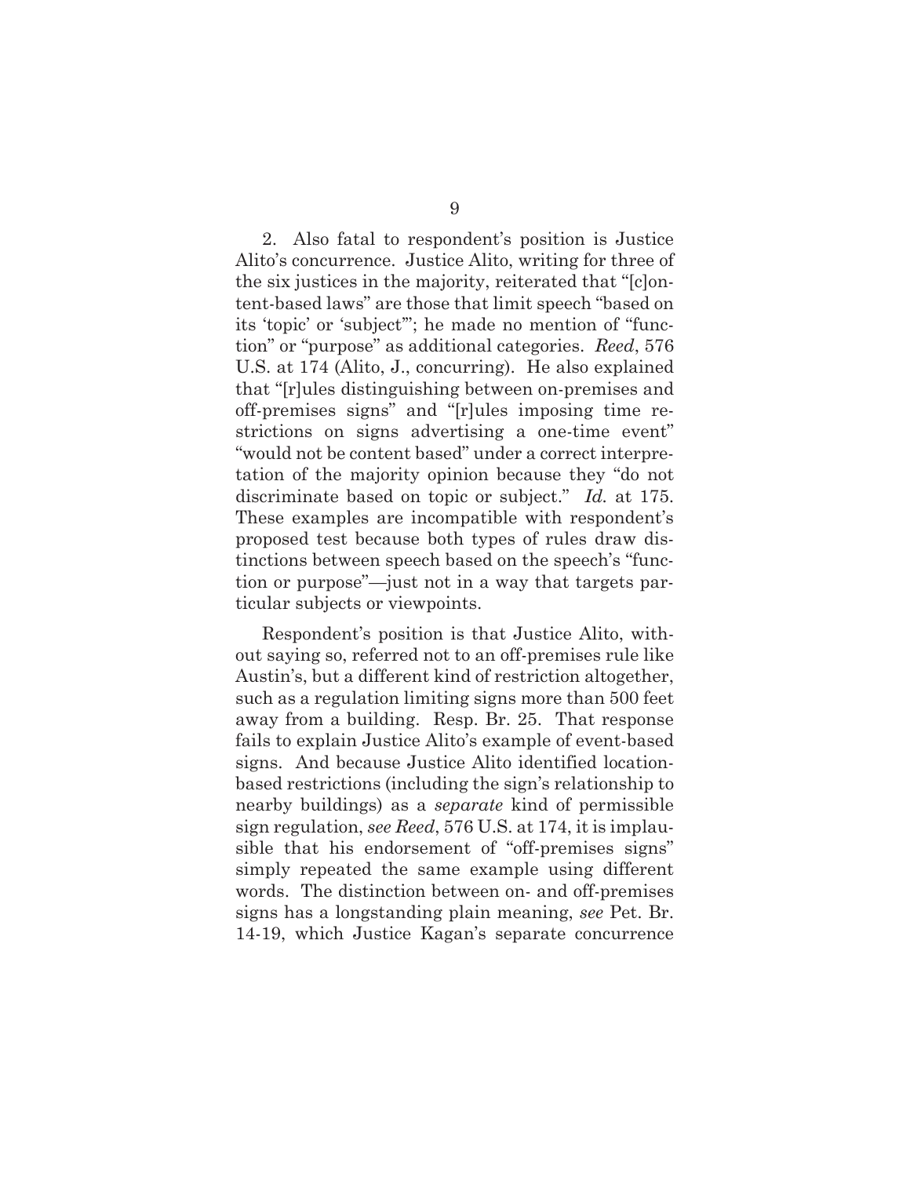2. Also fatal to respondent's position is Justice Alito's concurrence. Justice Alito, writing for three of the six justices in the majority, reiterated that "[c]ontent-based laws" are those that limit speech "based on its 'topic' or 'subject'"; he made no mention of "function" or "purpose" as additional categories. *Reed*, 576 U.S. at 174 (Alito, J., concurring). He also explained that "[r]ules distinguishing between on-premises and off-premises signs" and "[r]ules imposing time restrictions on signs advertising a one-time event" "would not be content based" under a correct interpretation of the majority opinion because they "do not discriminate based on topic or subject." *Id.* at 175. These examples are incompatible with respondent's proposed test because both types of rules draw distinctions between speech based on the speech's "function or purpose"—just not in a way that targets particular subjects or viewpoints.

Respondent's position is that Justice Alito, without saying so, referred not to an off-premises rule like Austin's, but a different kind of restriction altogether, such as a regulation limiting signs more than 500 feet away from a building. Resp. Br. 25. That response fails to explain Justice Alito's example of event-based signs. And because Justice Alito identified location-based restrictions (including the sign's relationship to nearby buildings) as a *separate* kind of permissible sign regulation, *see Reed*, 576 U.S. at 174, it is implausible that his endorsement of "off-premises signs" simply repeated the same example using different words. The distinction between on- and off-premises signs has a longstanding plain meaning, *see* Pet. Br. 14-19, which Justice Kagan's separate concurrence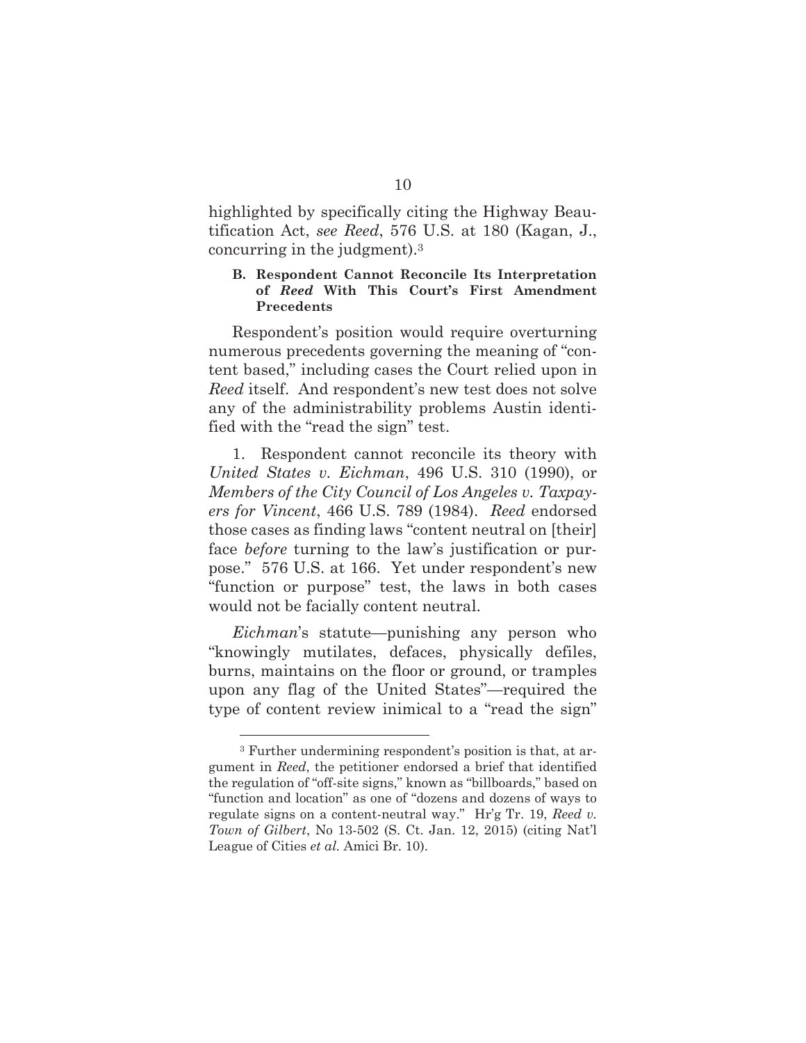highlighted by specifically citing the Highway Beautification Act, *see Reed*, 576 U.S. at 180 (Kagan, J., concurring in the judgment).[3]

### B. Respondent Cannot Reconcile Its Interpretation of *Reed* With This Court's First Amendment Precedents

Respondent's position would require overturning numerous precedents governing the meaning of "content based," including cases the Court relied upon in *Reed* itself. And respondent's new test does not solve any of the administrability problems Austin identified with the "read the sign" test.

1. Respondent cannot reconcile its theory with *United States v. Eichman*, 496 U.S. 310 (1990), or *Members of the City Council of Los Angeles v. Taxpayers for Vincent*, 466 U.S. 789 (1984). *Reed* endorsed those cases as finding laws "content neutral on [their] face *before* turning to the law's justification or purpose." 576 U.S. at 166. Yet under respondent's new "function or purpose" test, the laws in both cases would not be facially content neutral.

*Eichman*'s statute—punishing any person who "knowingly mutilates, defaces, physically defiles, burns, maintains on the floor or ground, or tramples upon any flag of the United States"—required the type of content review inimical to a "read the sign"

---

[3] Further undermining respondent's position is that, at argument in *Reed*, the petitioner endorsed a brief that identified the regulation of "off-site signs," known as "billboards," based on "function and location" as one of "dozens and dozens of ways to regulate signs on a content-neutral way." Hr'g Tr. 19, *Reed v. Town of Gilbert*, No 13-502 (S. Ct. Jan. 12, 2015) (citing Nat'l League of Cities *et al.* Amici Br. 10).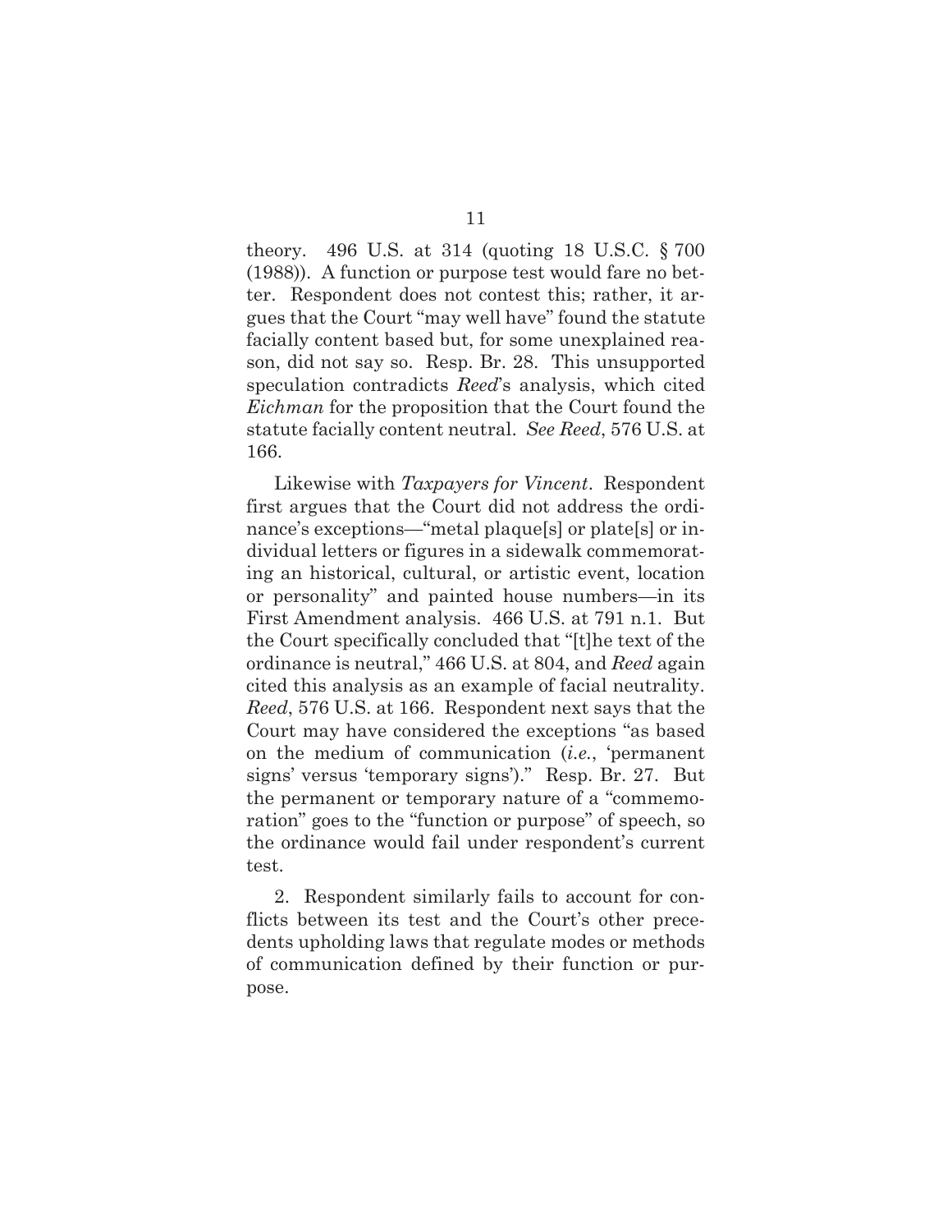theory. 496 U.S. at 314 (quoting 18 U.S.C. § 700 (1988)). A function or purpose test would fare no better. Respondent does not contest this; rather, it argues that the Court "may well have" found the statute facially content based but, for some unexplained reason, did not say so. Resp. Br. 28. This unsupported speculation contradicts *Reed*'s analysis, which cited *Eichman* for the proposition that the Court found the statute facially content neutral. *See Reed*, 576 U.S. at 166.

Likewise with *Taxpayers for Vincent*. Respondent first argues that the Court did not address the ordinance's exceptions—"metal plaque[s] or plate[s] or individual letters or figures in a sidewalk commemorating an historical, cultural, or artistic event, location or personality" and painted house numbers—in its First Amendment analysis. 466 U.S. at 791 n.1. But the Court specifically concluded that "[t]he text of the ordinance is neutral," 466 U.S. at 804, and *Reed* again cited this analysis as an example of facial neutrality. *Reed*, 576 U.S. at 166. Respondent next says that the Court may have considered the exceptions "as based on the medium of communication (*i.e.*, 'permanent signs' versus 'temporary signs')." Resp. Br. 27. But the permanent or temporary nature of a "commemoration" goes to the "function or purpose" of speech, so the ordinance would fail under respondent's current test.

2. Respondent similarly fails to account for conflicts between its test and the Court's other precedents upholding laws that regulate modes or methods of communication defined by their function or purpose.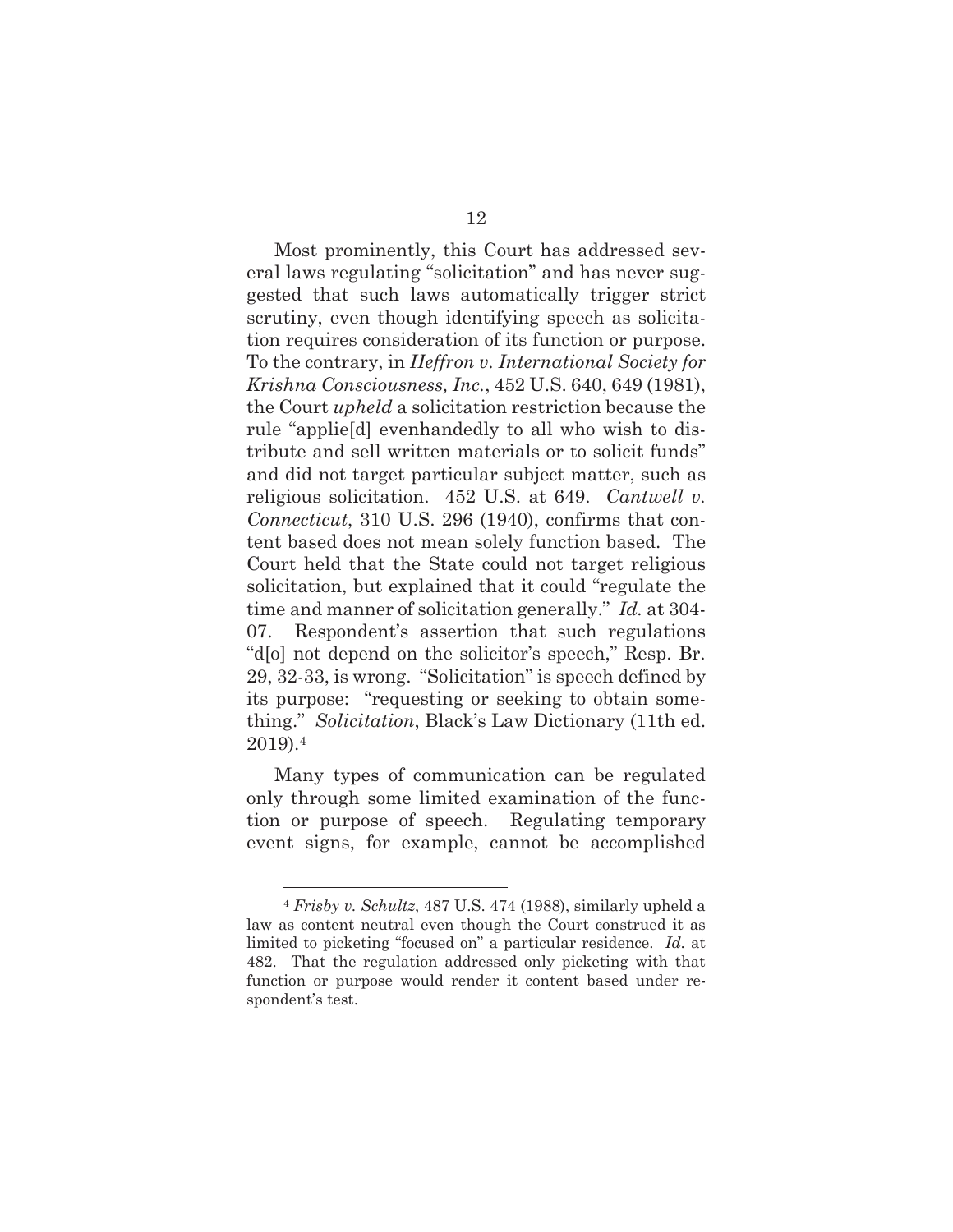Most prominently, this Court has addressed several laws regulating "solicitation" and has never suggested that such laws automatically trigger strict scrutiny, even though identifying speech as solicitation requires consideration of its function or purpose. To the contrary, in *Heffron v. International Society for Krishna Consciousness, Inc.*, 452 U.S. 640, 649 (1981), the Court *upheld* a solicitation restriction because the rule "applie[d] evenhandedly to all who wish to distribute and sell written materials or to solicit funds" and did not target particular subject matter, such as religious solicitation. 452 U.S. at 649. *Cantwell v. Connecticut*, 310 U.S. 296 (1940), confirms that content based does not mean solely function based. The Court held that the State could not target religious solicitation, but explained that it could "regulate the time and manner of solicitation generally." *Id.* at 304-07. Respondent's assertion that such regulations "d[o] not depend on the solicitor's speech," Resp. Br. 29, 32-33, is wrong. "Solicitation" is speech defined by its purpose: "requesting or seeking to obtain something." *Solicitation*, Black's Law Dictionary (11th ed. 2019).[4]

Many types of communication can be regulated only through some limited examination of the function or purpose of speech. Regulating temporary event signs, for example, cannot be accomplished

[4] *Frisby v. Schultz*, 487 U.S. 474 (1988), similarly upheld a law as content neutral even though the Court construed it as limited to picketing "focused on" a particular residence. *Id.* at 482. That the regulation addressed only picketing with that function or purpose would render it content based under respondent's test.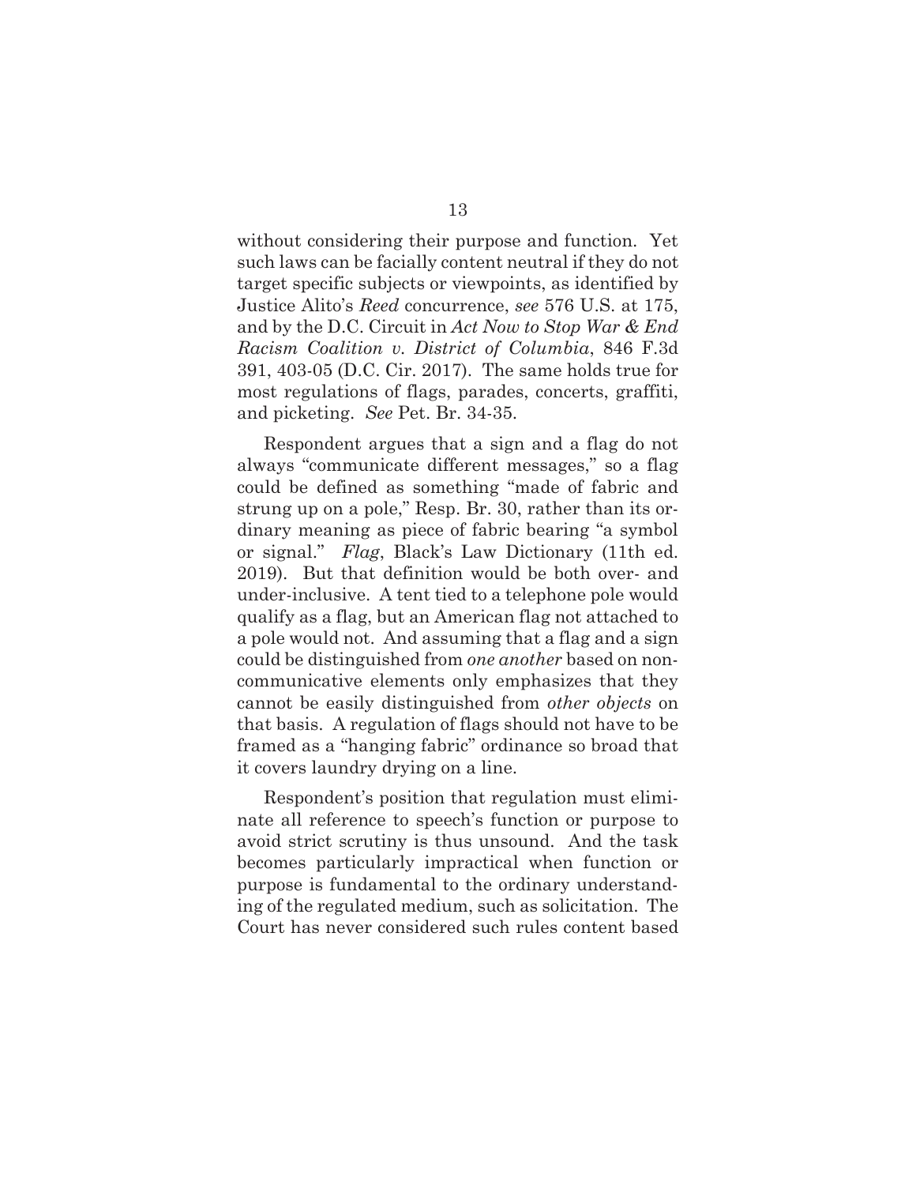without considering their purpose and function. Yet such laws can be facially content neutral if they do not target specific subjects or viewpoints, as identified by Justice Alito's *Reed* concurrence, *see* 576 U.S. at 175, and by the D.C. Circuit in *Act Now to Stop War & End Racism Coalition v. District of Columbia*, 846 F.3d 391, 403-05 (D.C. Cir. 2017). The same holds true for most regulations of flags, parades, concerts, graffiti, and picketing. *See* Pet. Br. 34-35.

Respondent argues that a sign and a flag do not always "communicate different messages," so a flag could be defined as something "made of fabric and strung up on a pole," Resp. Br. 30, rather than its ordinary meaning as piece of fabric bearing "a symbol or signal." *Flag*, Black's Law Dictionary (11th ed. 2019). But that definition would be both over- and under-inclusive. A tent tied to a telephone pole would qualify as a flag, but an American flag not attached to a pole would not. And assuming that a flag and a sign could be distinguished from *one another* based on non-communicative elements only emphasizes that they cannot be easily distinguished from *other objects* on that basis. A regulation of flags should not have to be framed as a "hanging fabric" ordinance so broad that it covers laundry drying on a line.

Respondent's position that regulation must eliminate all reference to speech's function or purpose to avoid strict scrutiny is thus unsound. And the task becomes particularly impractical when function or purpose is fundamental to the ordinary understanding of the regulated medium, such as solicitation. The Court has never considered such rules content based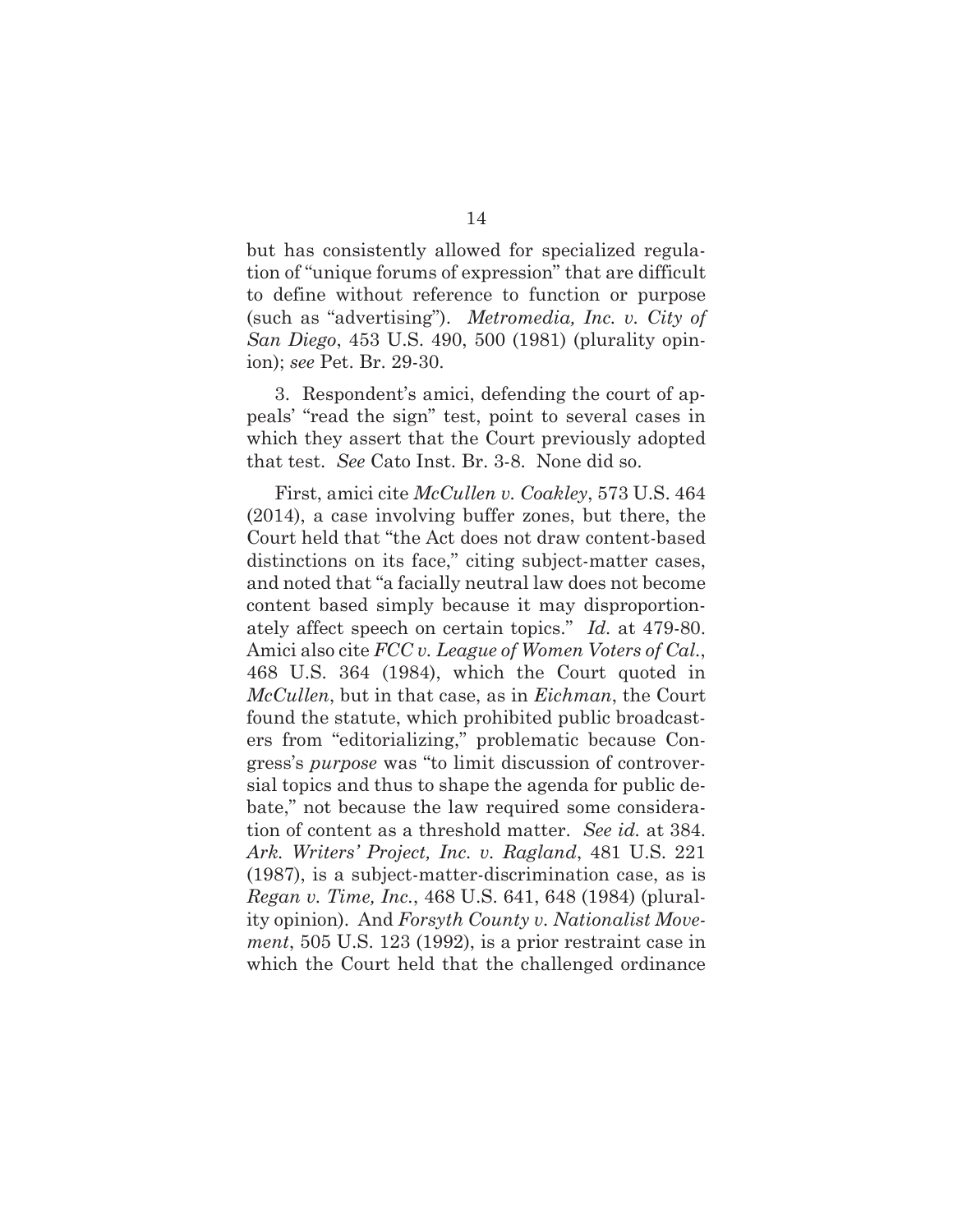but has consistently allowed for specialized regulation of "unique forums of expression" that are difficult to define without reference to function or purpose (such as "advertising"). *Metromedia, Inc. v. City of San Diego*, 453 U.S. 490, 500 (1981) (plurality opinion); *see* Pet. Br. 29-30.

3. Respondent's amici, defending the court of appeals' "read the sign" test, point to several cases in which they assert that the Court previously adopted that test. *See* Cato Inst. Br. 3-8. None did so.

First, amici cite *McCullen v. Coakley*, 573 U.S. 464 (2014), a case involving buffer zones, but there, the Court held that "the Act does not draw content-based distinctions on its face," citing subject-matter cases, and noted that "a facially neutral law does not become content based simply because it may disproportionately affect speech on certain topics." *Id.* at 479-80. Amici also cite *FCC v. League of Women Voters of Cal.*, 468 U.S. 364 (1984), which the Court quoted in *McCullen*, but in that case, as in *Eichman*, the Court found the statute, which prohibited public broadcasters from "editorializing," problematic because Congress's *purpose* was "to limit discussion of controversial topics and thus to shape the agenda for public debate," not because the law required some consideration of content as a threshold matter. *See id.* at 384. *Ark. Writers' Project, Inc. v. Ragland*, 481 U.S. 221 (1987), is a subject-matter-discrimination case, as is *Regan v. Time, Inc.*, 468 U.S. 641, 648 (1984) (plurality opinion). And *Forsyth County v. Nationalist Movement*, 505 U.S. 123 (1992), is a prior restraint case in which the Court held that the challenged ordinance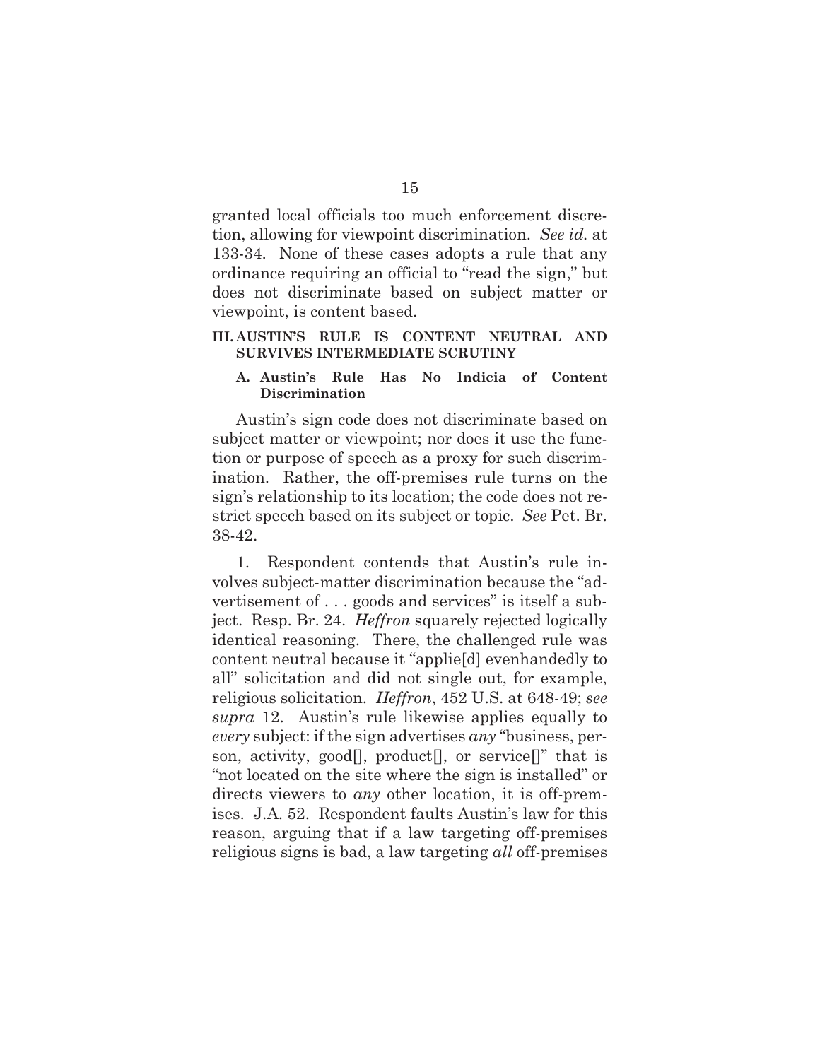granted local officials too much enforcement discretion, allowing for viewpoint discrimination. *See id.* at 133-34. None of these cases adopts a rule that any ordinance requiring an official to "read the sign," but does not discriminate based on subject matter or viewpoint, is content based.

## III. AUSTIN'S RULE IS CONTENT NEUTRAL AND SURVIVES INTERMEDIATE SCRUTINY

### A. Austin's Rule Has No Indicia of Content Discrimination

Austin's sign code does not discriminate based on subject matter or viewpoint; nor does it use the function or purpose of speech as a proxy for such discrimination. Rather, the off-premises rule turns on the sign's relationship to its location; the code does not restrict speech based on its subject or topic. *See* Pet. Br. 38-42.

1. Respondent contends that Austin's rule involves subject-matter discrimination because the "advertisement of . . . goods and services" is itself a subject. Resp. Br. 24. *Heffron* squarely rejected logically identical reasoning. There, the challenged rule was content neutral because it "applie[d] evenhandedly to all" solicitation and did not single out, for example, religious solicitation. *Heffron*, 452 U.S. at 648-49; *see supra* 12. Austin's rule likewise applies equally to *every* subject: if the sign advertises *any* "business, person, activity, good[], product[], or service[]" that is "not located on the site where the sign is installed" or directs viewers to *any* other location, it is off-premises. J.A. 52. Respondent faults Austin's law for this reason, arguing that if a law targeting off-premises religious signs is bad, a law targeting *all* off-premises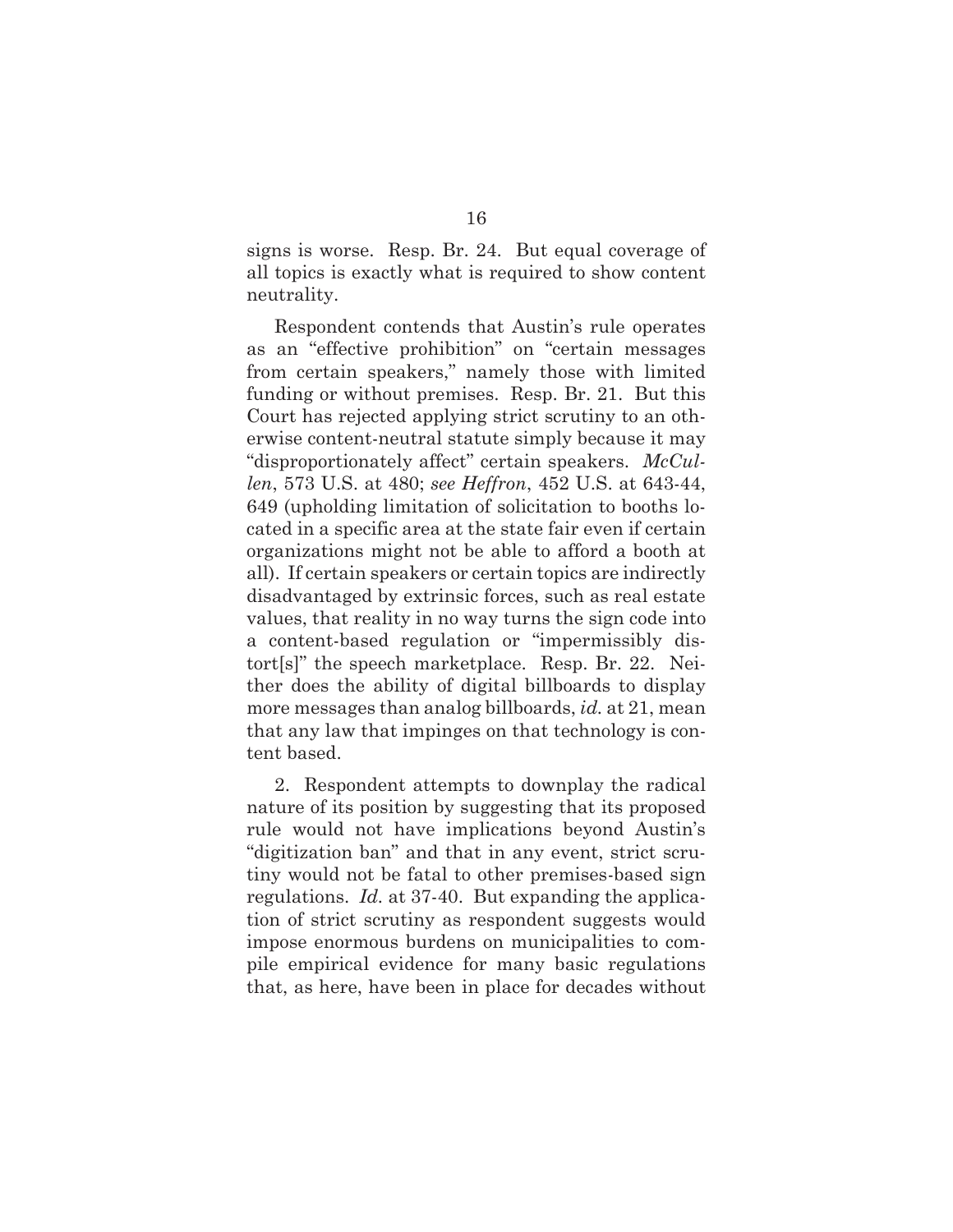signs is worse. Resp. Br. 24. But equal coverage of all topics is exactly what is required to show content neutrality.

Respondent contends that Austin's rule operates as an "effective prohibition" on "certain messages from certain speakers," namely those with limited funding or without premises. Resp. Br. 21. But this Court has rejected applying strict scrutiny to an otherwise content-neutral statute simply because it may "disproportionately affect" certain speakers. *McCullen*, 573 U.S. at 480; *see Heffron*, 452 U.S. at 643-44, 649 (upholding limitation of solicitation to booths located in a specific area at the state fair even if certain organizations might not be able to afford a booth at all). If certain speakers or certain topics are indirectly disadvantaged by extrinsic forces, such as real estate values, that reality in no way turns the sign code into a content-based regulation or "impermissibly distort[s]" the speech marketplace. Resp. Br. 22. Neither does the ability of digital billboards to display more messages than analog billboards, *id.* at 21, mean that any law that impinges on that technology is content based.

2. Respondent attempts to downplay the radical nature of its position by suggesting that its proposed rule would not have implications beyond Austin's "digitization ban" and that in any event, strict scrutiny would not be fatal to other premises-based sign regulations. *Id.* at 37-40. But expanding the application of strict scrutiny as respondent suggests would impose enormous burdens on municipalities to compile empirical evidence for many basic regulations that, as here, have been in place for decades without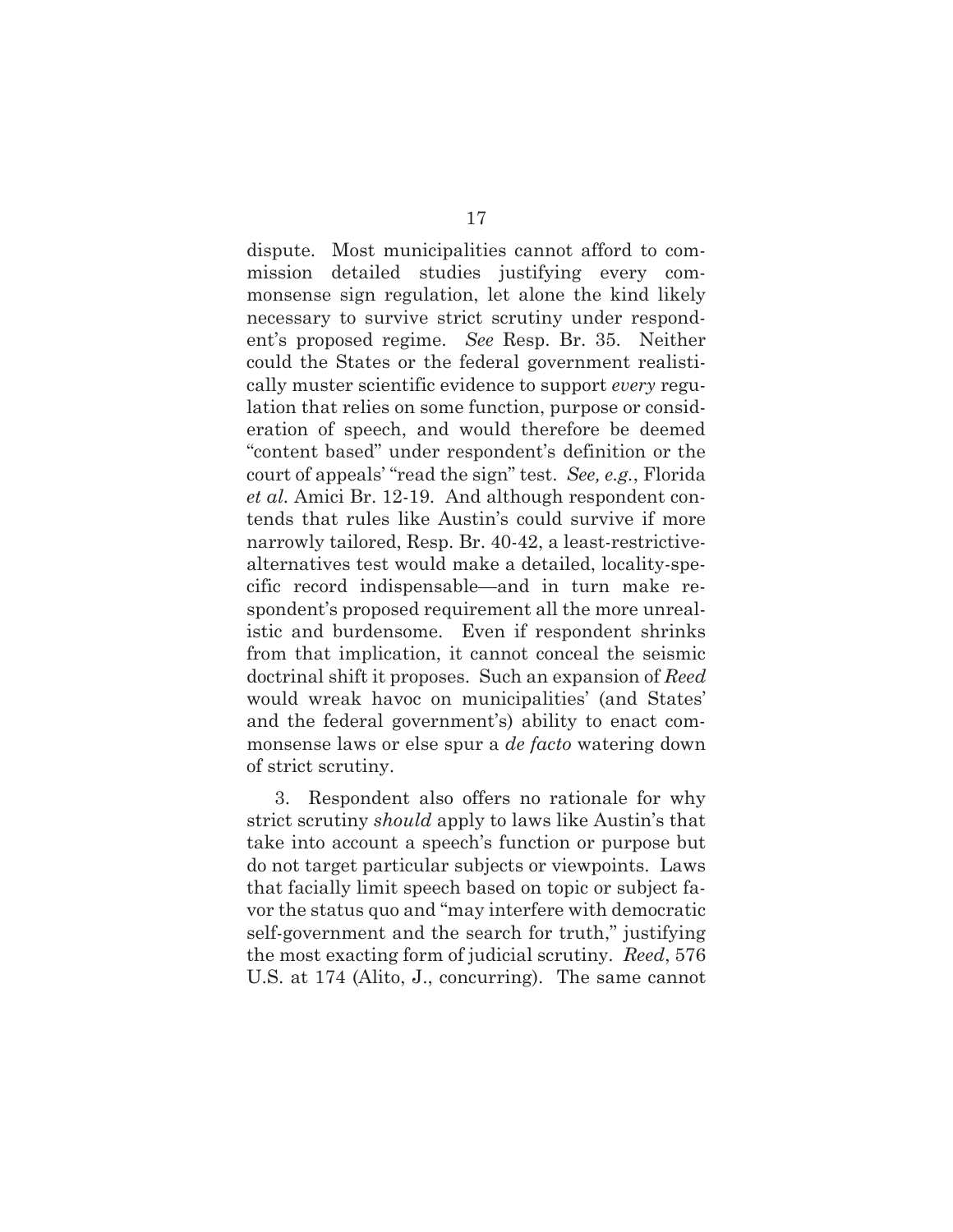dispute. Most municipalities cannot afford to commission detailed studies justifying every commonsense sign regulation, let alone the kind likely necessary to survive strict scrutiny under respondent's proposed regime. *See* Resp. Br. 35. Neither could the States or the federal government realistically muster scientific evidence to support *every* regulation that relies on some function, purpose or consideration of speech, and would therefore be deemed "content based" under respondent's definition or the court of appeals' "read the sign" test. *See, e.g.*, Florida *et al.* Amici Br. 12-19. And although respondent contends that rules like Austin's could survive if more narrowly tailored, Resp. Br. 40-42, a least-restrictive-alternatives test would make a detailed, locality-specific record indispensable—and in turn make respondent's proposed requirement all the more unrealistic and burdensome. Even if respondent shrinks from that implication, it cannot conceal the seismic doctrinal shift it proposes. Such an expansion of *Reed* would wreak havoc on municipalities' (and States' and the federal government's) ability to enact commonsense laws or else spur a *de facto* watering down of strict scrutiny.

3. Respondent also offers no rationale for why strict scrutiny *should* apply to laws like Austin's that take into account a speech's function or purpose but do not target particular subjects or viewpoints. Laws that facially limit speech based on topic or subject favor the status quo and "may interfere with democratic self-government and the search for truth," justifying the most exacting form of judicial scrutiny. *Reed*, 576 U.S. at 174 (Alito, J., concurring). The same cannot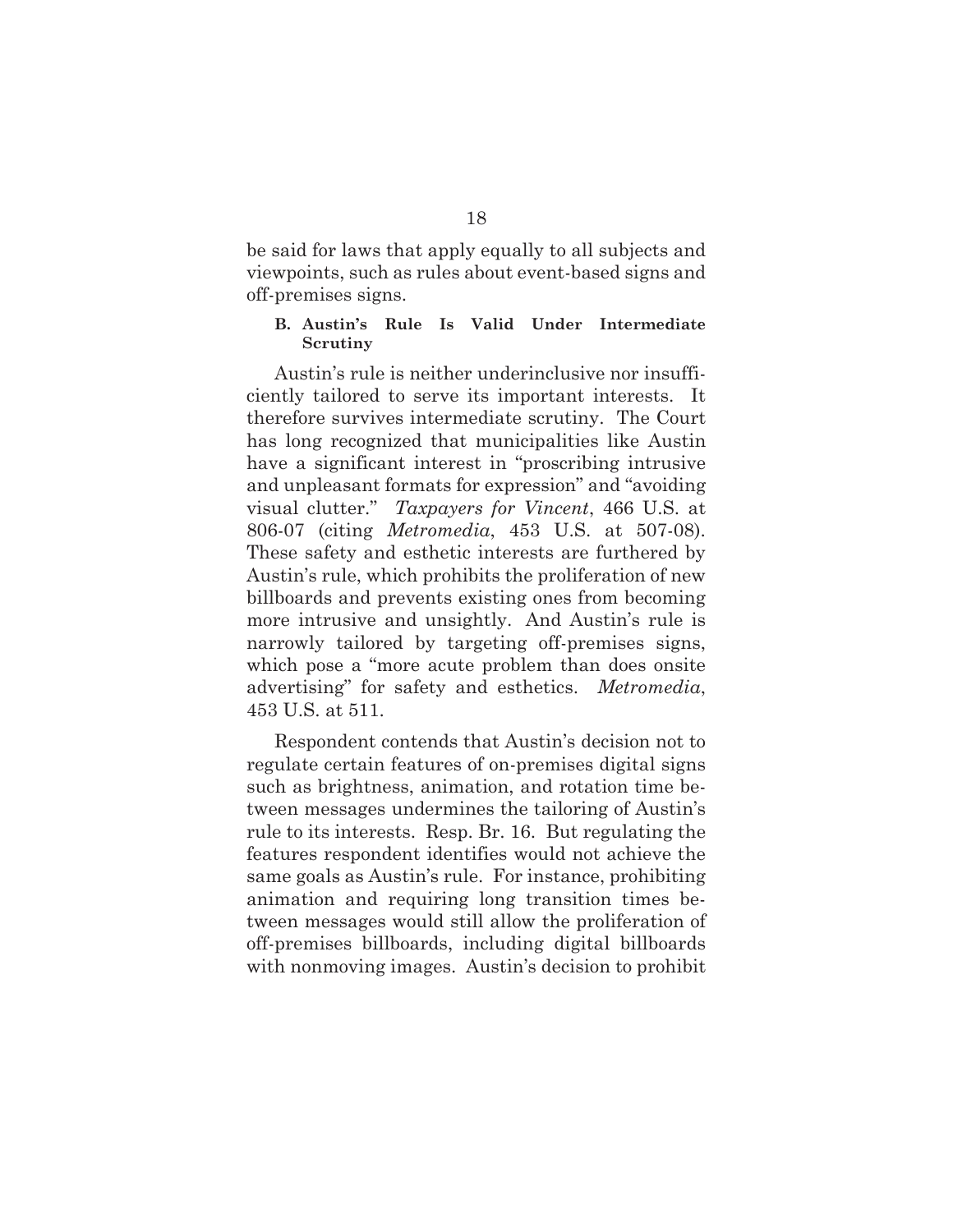be said for laws that apply equally to all subjects and viewpoints, such as rules about event-based signs and off-premises signs.

### B. Austin's Rule Is Valid Under Intermediate Scrutiny

Austin's rule is neither underinclusive nor insufficiently tailored to serve its important interests. It therefore survives intermediate scrutiny. The Court has long recognized that municipalities like Austin have a significant interest in "proscribing intrusive and unpleasant formats for expression" and "avoiding visual clutter." *Taxpayers for Vincent*, 466 U.S. at 806-07 (citing *Metromedia*, 453 U.S. at 507-08). These safety and esthetic interests are furthered by Austin's rule, which prohibits the proliferation of new billboards and prevents existing ones from becoming more intrusive and unsightly. And Austin's rule is narrowly tailored by targeting off-premises signs, which pose a "more acute problem than does onsite advertising" for safety and esthetics. *Metromedia*, 453 U.S. at 511.

Respondent contends that Austin's decision not to regulate certain features of on-premises digital signs such as brightness, animation, and rotation time between messages undermines the tailoring of Austin's rule to its interests. Resp. Br. 16. But regulating the features respondent identifies would not achieve the same goals as Austin's rule. For instance, prohibiting animation and requiring long transition times between messages would still allow the proliferation of off-premises billboards, including digital billboards with nonmoving images. Austin's decision to prohibit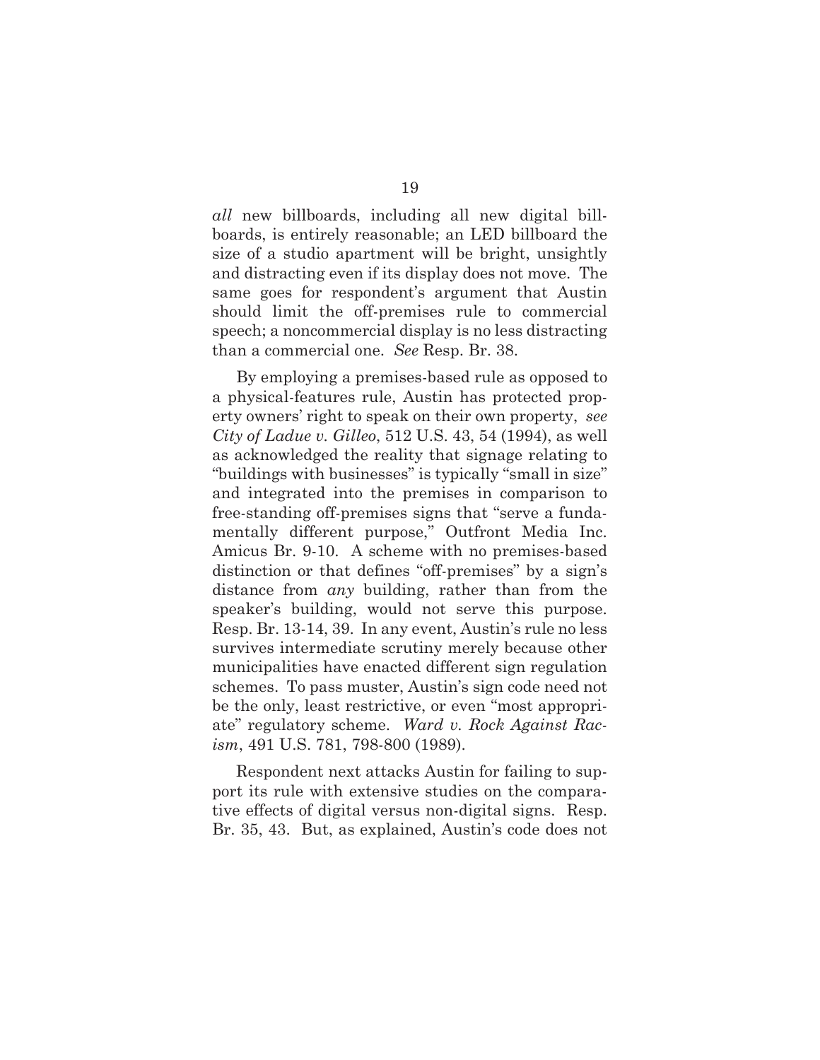*all* new billboards, including all new digital billboards, is entirely reasonable; an LED billboard the size of a studio apartment will be bright, unsightly and distracting even if its display does not move. The same goes for respondent's argument that Austin should limit the off-premises rule to commercial speech; a noncommercial display is no less distracting than a commercial one. *See* Resp. Br. 38.

By employing a premises-based rule as opposed to a physical-features rule, Austin has protected property owners' right to speak on their own property, *see City of Ladue v. Gilleo*, 512 U.S. 43, 54 (1994), as well as acknowledged the reality that signage relating to "buildings with businesses" is typically "small in size" and integrated into the premises in comparison to free-standing off-premises signs that "serve a fundamentally different purpose," Outfront Media Inc. Amicus Br. 9-10. A scheme with no premises-based distinction or that defines "off-premises" by a sign's distance from *any* building, rather than from the speaker's building, would not serve this purpose. Resp. Br. 13-14, 39. In any event, Austin's rule no less survives intermediate scrutiny merely because other municipalities have enacted different sign regulation schemes. To pass muster, Austin's sign code need not be the only, least restrictive, or even "most appropriate" regulatory scheme. *Ward v. Rock Against Racism*, 491 U.S. 781, 798-800 (1989).

Respondent next attacks Austin for failing to support its rule with extensive studies on the comparative effects of digital versus non-digital signs. Resp. Br. 35, 43. But, as explained, Austin's code does not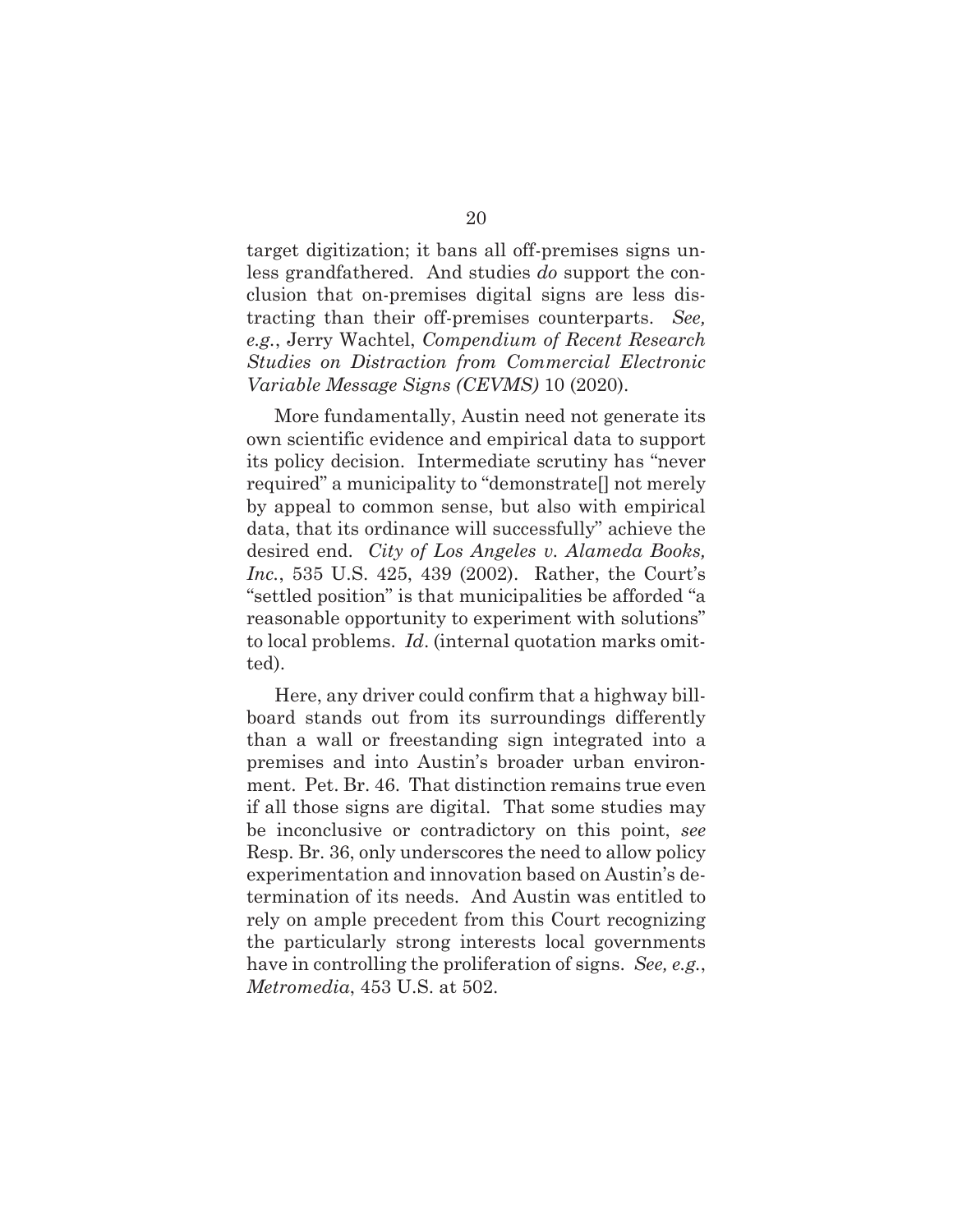target digitization; it bans all off-premises signs unless grandfathered. And studies *do* support the conclusion that on-premises digital signs are less distracting than their off-premises counterparts. *See, e.g.*, Jerry Wachtel, *Compendium of Recent Research Studies on Distraction from Commercial Electronic Variable Message Signs (CEVMS)* 10 (2020).

More fundamentally, Austin need not generate its own scientific evidence and empirical data to support its policy decision. Intermediate scrutiny has "never required" a municipality to "demonstrate[] not merely by appeal to common sense, but also with empirical data, that its ordinance will successfully" achieve the desired end. *City of Los Angeles v. Alameda Books, Inc.*, 535 U.S. 425, 439 (2002). Rather, the Court's "settled position" is that municipalities be afforded "a reasonable opportunity to experiment with solutions" to local problems. *Id*. (internal quotation marks omitted).

Here, any driver could confirm that a highway billboard stands out from its surroundings differently than a wall or freestanding sign integrated into a premises and into Austin's broader urban environment. Pet. Br. 46. That distinction remains true even if all those signs are digital. That some studies may be inconclusive or contradictory on this point, *see* Resp. Br. 36, only underscores the need to allow policy experimentation and innovation based on Austin's determination of its needs. And Austin was entitled to rely on ample precedent from this Court recognizing the particularly strong interests local governments have in controlling the proliferation of signs. *See, e.g.*, *Metromedia*, 453 U.S. at 502.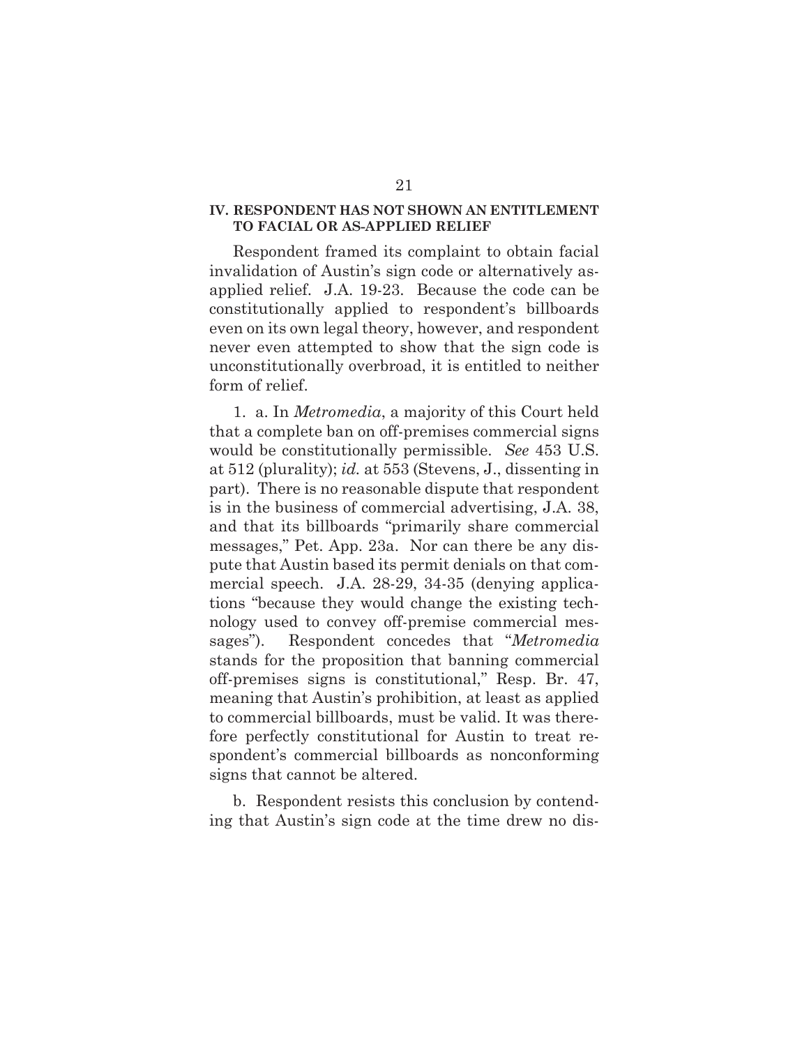## IV. RESPONDENT HAS NOT SHOWN AN ENTITLEMENT TO FACIAL OR AS-APPLIED RELIEF

Respondent framed its complaint to obtain facial invalidation of Austin's sign code or alternatively as-applied relief. J.A. 19-23. Because the code can be constitutionally applied to respondent's billboards even on its own legal theory, however, and respondent never even attempted to show that the sign code is unconstitutionally overbroad, it is entitled to neither form of relief.

1. a. In *Metromedia*, a majority of this Court held that a complete ban on off-premises commercial signs would be constitutionally permissible. *See* 453 U.S. at 512 (plurality); *id.* at 553 (Stevens, J., dissenting in part). There is no reasonable dispute that respondent is in the business of commercial advertising, J.A. 38, and that its billboards "primarily share commercial messages," Pet. App. 23a. Nor can there be any dispute that Austin based its permit denials on that commercial speech. J.A. 28-29, 34-35 (denying applications "because they would change the existing technology used to convey off-premise commercial messages"). Respondent concedes that "*Metromedia* stands for the proposition that banning commercial off-premises signs is constitutional," Resp. Br. 47, meaning that Austin's prohibition, at least as applied to commercial billboards, must be valid. It was therefore perfectly constitutional for Austin to treat respondent's commercial billboards as nonconforming signs that cannot be altered.

b. Respondent resists this conclusion by contending that Austin's sign code at the time drew no dis-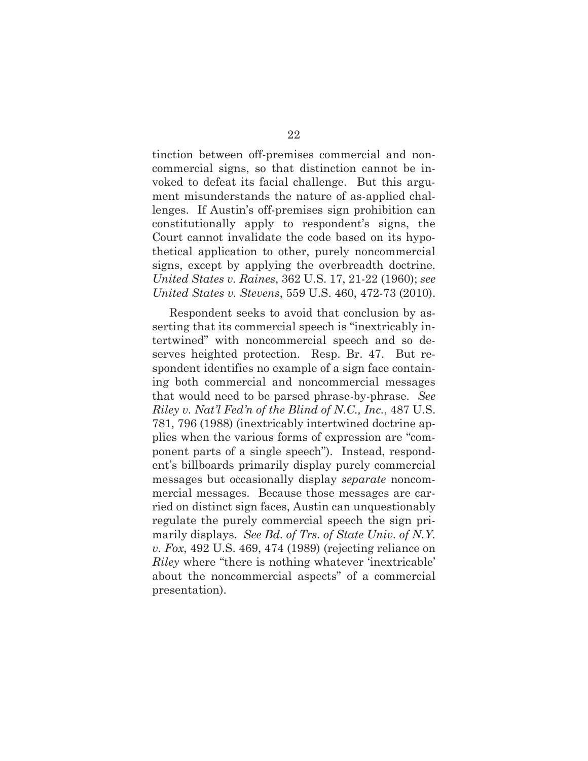tinction between off-premises commercial and noncommercial signs, so that distinction cannot be invoked to defeat its facial challenge. But this argument misunderstands the nature of as-applied challenges. If Austin's off-premises sign prohibition can constitutionally apply to respondent's signs, the Court cannot invalidate the code based on its hypothetical application to other, purely noncommercial signs, except by applying the overbreadth doctrine. *United States v. Raines*, 362 U.S. 17, 21-22 (1960); *see United States v. Stevens*, 559 U.S. 460, 472-73 (2010).

Respondent seeks to avoid that conclusion by asserting that its commercial speech is "inextricably intertwined" with noncommercial speech and so deserves heighted protection. Resp. Br. 47. But respondent identifies no example of a sign face containing both commercial and noncommercial messages that would need to be parsed phrase-by-phrase. *See Riley v. Nat'l Fed'n of the Blind of N.C., Inc.*, 487 U.S. 781, 796 (1988) (inextricably intertwined doctrine applies when the various forms of expression are "component parts of a single speech"). Instead, respondent's billboards primarily display purely commercial messages but occasionally display *separate* noncommercial messages. Because those messages are carried on distinct sign faces, Austin can unquestionably regulate the purely commercial speech the sign primarily displays. *See Bd. of Trs. of State Univ. of N.Y. v. Fox*, 492 U.S. 469, 474 (1989) (rejecting reliance on *Riley* where "there is nothing whatever 'inextricable' about the noncommercial aspects" of a commercial presentation).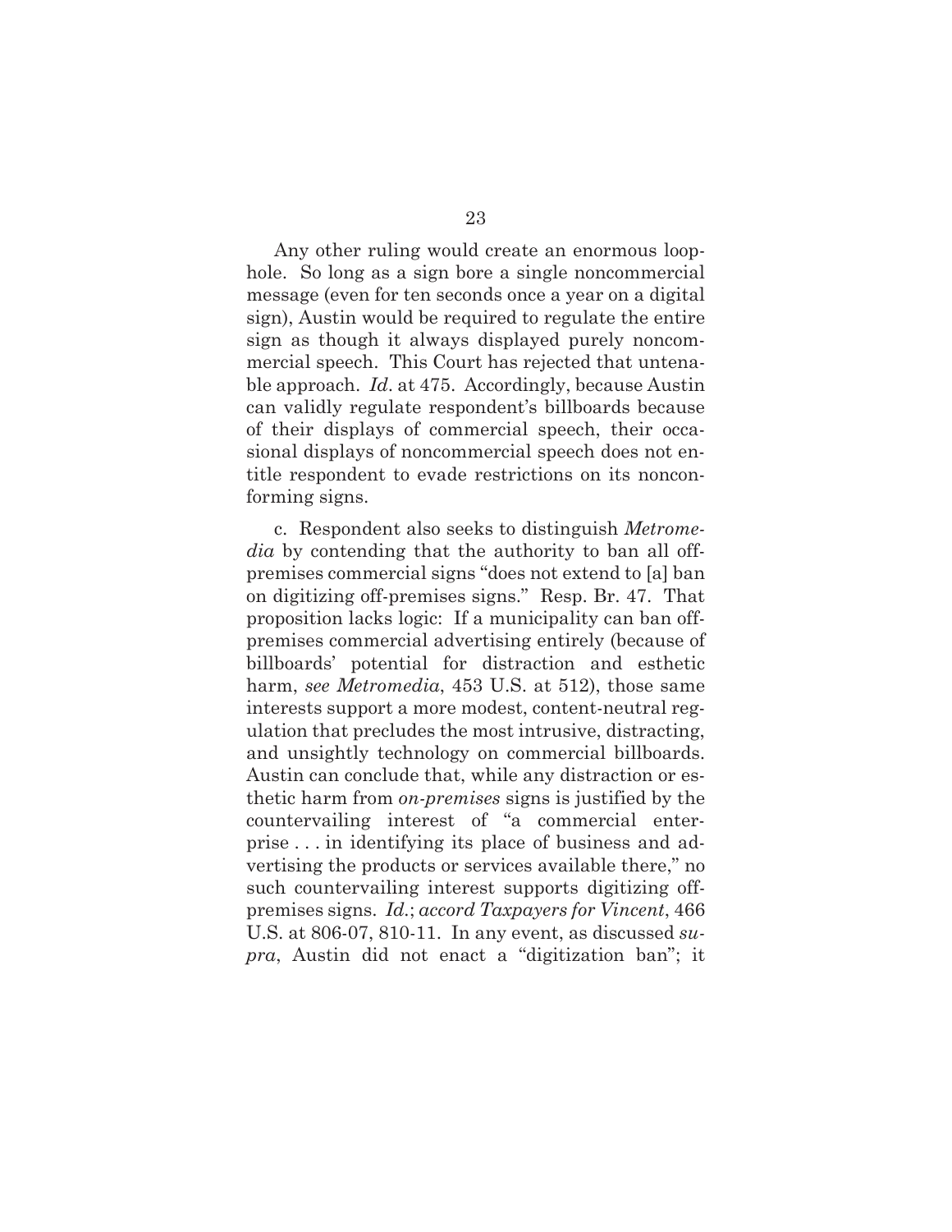Any other ruling would create an enormous loophole. So long as a sign bore a single noncommercial message (even for ten seconds once a year on a digital sign), Austin would be required to regulate the entire sign as though it always displayed purely noncommercial speech. This Court has rejected that untenable approach. *Id*. at 475. Accordingly, because Austin can validly regulate respondent's billboards because of their displays of commercial speech, their occasional displays of noncommercial speech does not entitle respondent to evade restrictions on its nonconforming signs.

c. Respondent also seeks to distinguish *Metromedia* by contending that the authority to ban all off-premises commercial signs "does not extend to [a] ban on digitizing off-premises signs." Resp. Br. 47. That proposition lacks logic: If a municipality can ban off-premises commercial advertising entirely (because of billboards' potential for distraction and esthetic harm, *see Metromedia*, 453 U.S. at 512), those same interests support a more modest, content-neutral regulation that precludes the most intrusive, distracting, and unsightly technology on commercial billboards. Austin can conclude that, while any distraction or esthetic harm from *on-premises* signs is justified by the countervailing interest of "a commercial enterprise . . . in identifying its place of business and advertising the products or services available there," no such countervailing interest supports digitizing off-premises signs. *Id.*; *accord Taxpayers for Vincent*, 466 U.S. at 806-07, 810-11. In any event, as discussed *supra*, Austin did not enact a "digitization ban"; it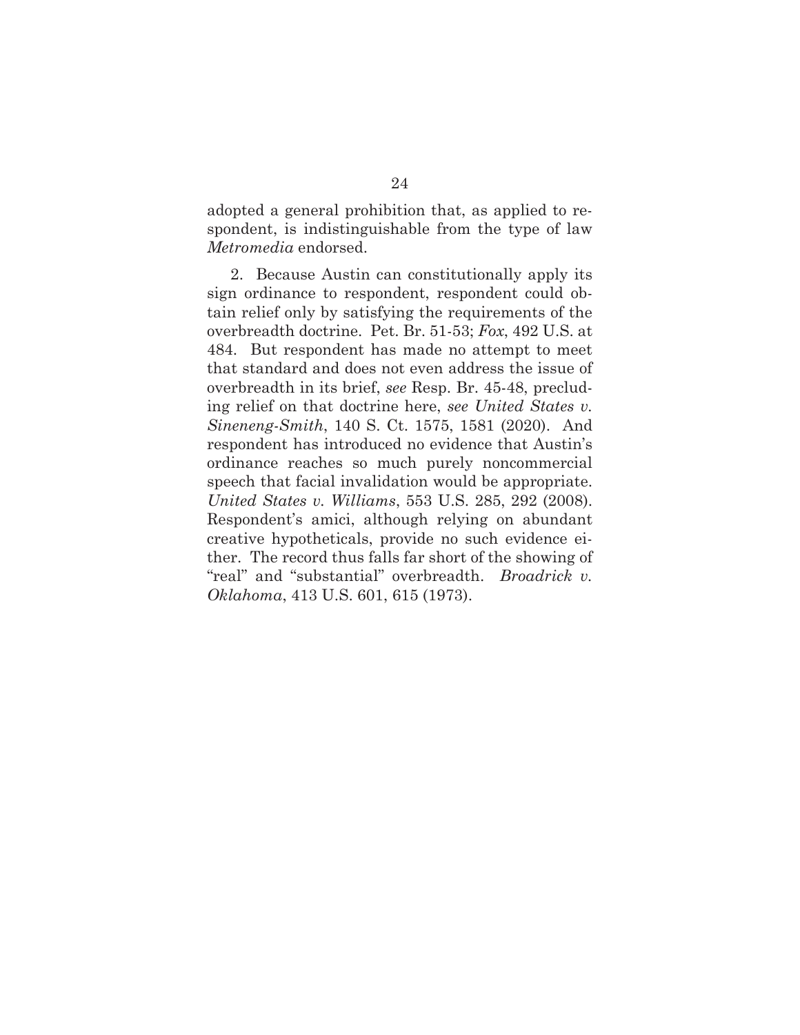adopted a general prohibition that, as applied to respondent, is indistinguishable from the type of law *Metromedia* endorsed.

2. Because Austin can constitutionally apply its sign ordinance to respondent, respondent could obtain relief only by satisfying the requirements of the overbreadth doctrine. Pet. Br. 51-53; *Fox*, 492 U.S. at 484. But respondent has made no attempt to meet that standard and does not even address the issue of overbreadth in its brief, *see* Resp. Br. 45-48, precluding relief on that doctrine here, *see United States v. Sineneng-Smith*, 140 S. Ct. 1575, 1581 (2020). And respondent has introduced no evidence that Austin's ordinance reaches so much purely noncommercial speech that facial invalidation would be appropriate. *United States v. Williams*, 553 U.S. 285, 292 (2008). Respondent's amici, although relying on abundant creative hypotheticals, provide no such evidence either. The record thus falls far short of the showing of "real" and "substantial" overbreadth. *Broadrick v. Oklahoma*, 413 U.S. 601, 615 (1973).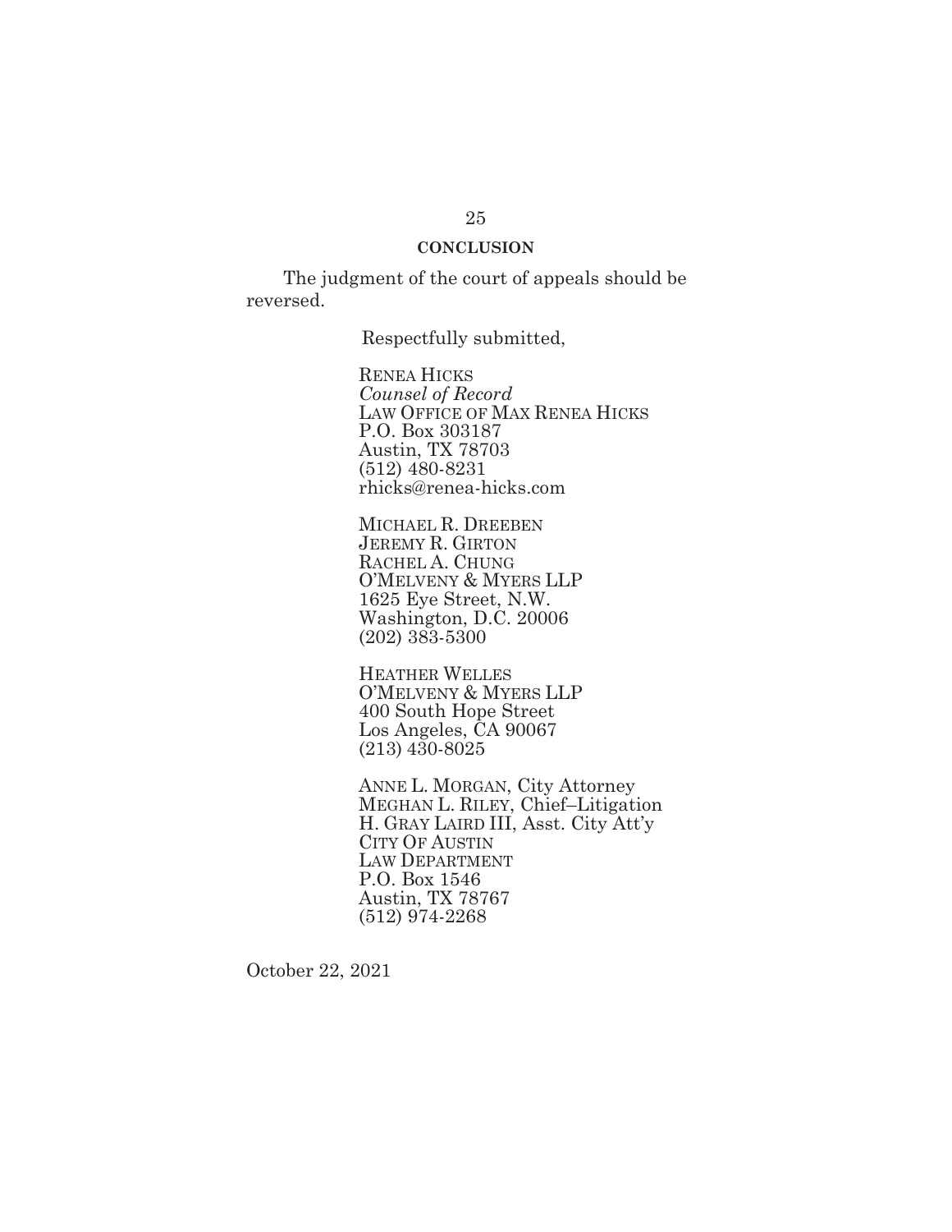## CONCLUSION

The judgment of the court of appeals should be reversed.

Respectfully submitted,

RENEA HICKS
*Counsel of Record*
LAW OFFICE OF MAX RENEA HICKS
P.O. Box 303187
Austin, TX 78703
(512) 480-8231
rhicks@renea-hicks.com

MICHAEL R. DREEBEN
JEREMY R. GIRTON
RACHEL A. CHUNG
O'MELVENY & MYERS LLP
1625 Eye Street, N.W.
Washington, D.C. 20006
(202) 383-5300

HEATHER WELLES
O'MELVENY & MYERS LLP
400 South Hope Street
Los Angeles, CA 90067
(213) 430-8025

ANNE L. MORGAN, City Attorney
MEGHAN L. RILEY, Chief–Litigation
H. GRAY LAIRD III, Asst. City Att'y
CITY OF AUSTIN
LAW DEPARTMENT
P.O. Box 1546
Austin, TX 78767
(512) 974-2268

October 22, 2021